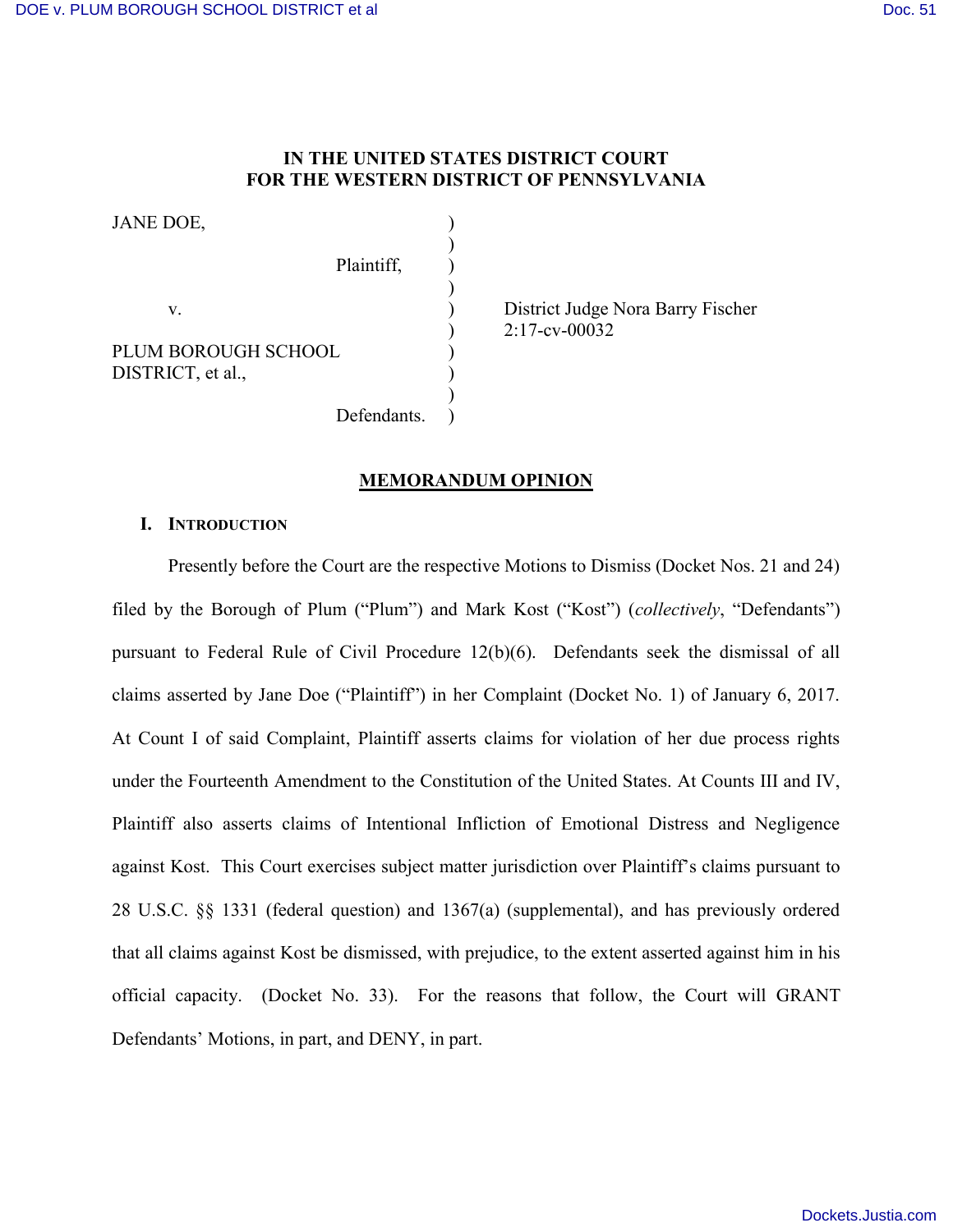**IN THE UNITED STATES DISTRICT COURT**
**FOR THE WESTERN DISTRICT OF PENNSYLVANIA**

| | | |
|---|---|---|
| JANE DOE, | ) | |
| Plaintiff, | ) | |
| v. | ) | District Judge Nora Barry Fischer |
| | ) | 2:17-cv-00032 |
| PLUM BOROUGH SCHOOL DISTRICT, et al., | ) | |
| Defendants. | ) | |

**MEMORANDUM OPINION**

## I. INTRODUCTION

Presently before the Court are the respective Motions to Dismiss (Docket Nos. 21 and 24) filed by the Borough of Plum ("Plum") and Mark Kost ("Kost") (*collectively*, "Defendants") pursuant to Federal Rule of Civil Procedure 12(b)(6). Defendants seek the dismissal of all claims asserted by Jane Doe ("Plaintiff") in her Complaint (Docket No. 1) of January 6, 2017. At Count I of said Complaint, Plaintiff asserts claims for violation of her due process rights under the Fourteenth Amendment to the Constitution of the United States. At Counts III and IV, Plaintiff also asserts claims of Intentional Infliction of Emotional Distress and Negligence against Kost. This Court exercises subject matter jurisdiction over Plaintiff's claims pursuant to 28 U.S.C. §§ 1331 (federal question) and 1367(a) (supplemental), and has previously ordered that all claims against Kost be dismissed, with prejudice, to the extent asserted against him in his official capacity. (Docket No. 33). For the reasons that follow, the Court will GRANT Defendants' Motions, in part, and DENY, in part.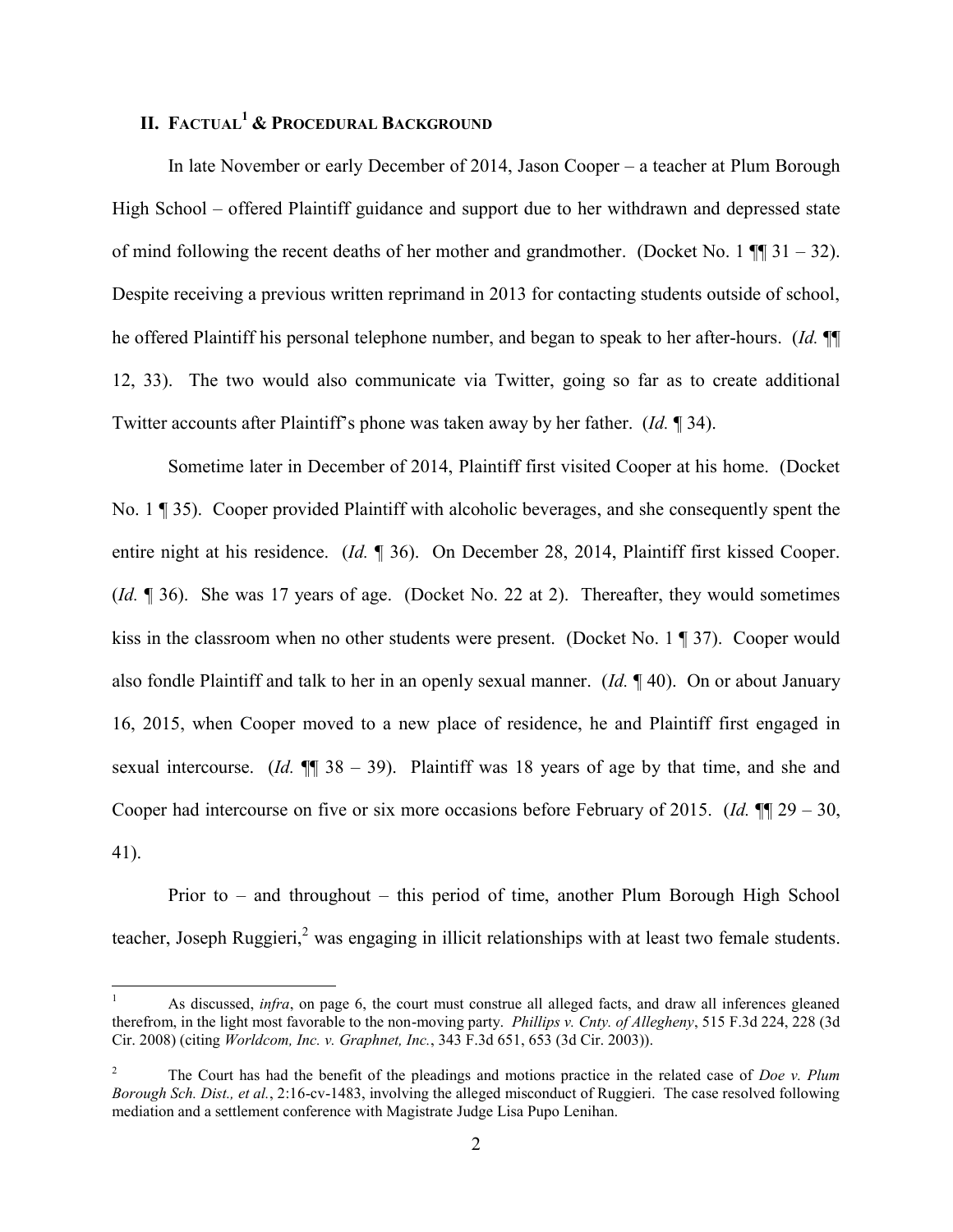## II. FACTUAL[1] & PROCEDURAL BACKGROUND

In late November or early December of 2014, Jason Cooper – a teacher at Plum Borough High School – offered Plaintiff guidance and support due to her withdrawn and depressed state of mind following the recent deaths of her mother and grandmother. (Docket No. 1 ¶¶ 31 – 32). Despite receiving a previous written reprimand in 2013 for contacting students outside of school, he offered Plaintiff his personal telephone number, and began to speak to her after-hours. (*Id.* ¶¶ 12, 33). The two would also communicate via Twitter, going so far as to create additional Twitter accounts after Plaintiff's phone was taken away by her father. (*Id.* ¶ 34).

Sometime later in December of 2014, Plaintiff first visited Cooper at his home. (Docket No. 1 ¶ 35). Cooper provided Plaintiff with alcoholic beverages, and she consequently spent the entire night at his residence. (*Id.* ¶ 36). On December 28, 2014, Plaintiff first kissed Cooper. (*Id.* ¶ 36). She was 17 years of age. (Docket No. 22 at 2). Thereafter, they would sometimes kiss in the classroom when no other students were present. (Docket No. 1 ¶ 37). Cooper would also fondle Plaintiff and talk to her in an openly sexual manner. (*Id.* ¶ 40). On or about January 16, 2015, when Cooper moved to a new place of residence, he and Plaintiff first engaged in sexual intercourse. (*Id.* ¶¶ 38 – 39). Plaintiff was 18 years of age by that time, and she and Cooper had intercourse on five or six more occasions before February of 2015. (*Id.* ¶¶ 29 – 30, 41).

Prior to – and throughout – this period of time, another Plum Borough High School teacher, Joseph Ruggieri,[2] was engaging in illicit relationships with at least two female students.

---

[1] As discussed, *infra*, on page 6, the court must construe all alleged facts, and draw all inferences gleaned therefrom, in the light most favorable to the non-moving party. *Phillips v. Cnty. of Allegheny*, 515 F.3d 224, 228 (3d Cir. 2008) (citing *Worldcom, Inc. v. Graphnet, Inc.*, 343 F.3d 651, 653 (3d Cir. 2003)).

[2] The Court has had the benefit of the pleadings and motions practice in the related case of *Doe v. Plum Borough Sch. Dist., et al.*, 2:16-cv-1483, involving the alleged misconduct of Ruggieri. The case resolved following mediation and a settlement conference with Magistrate Judge Lisa Pupo Lenihan.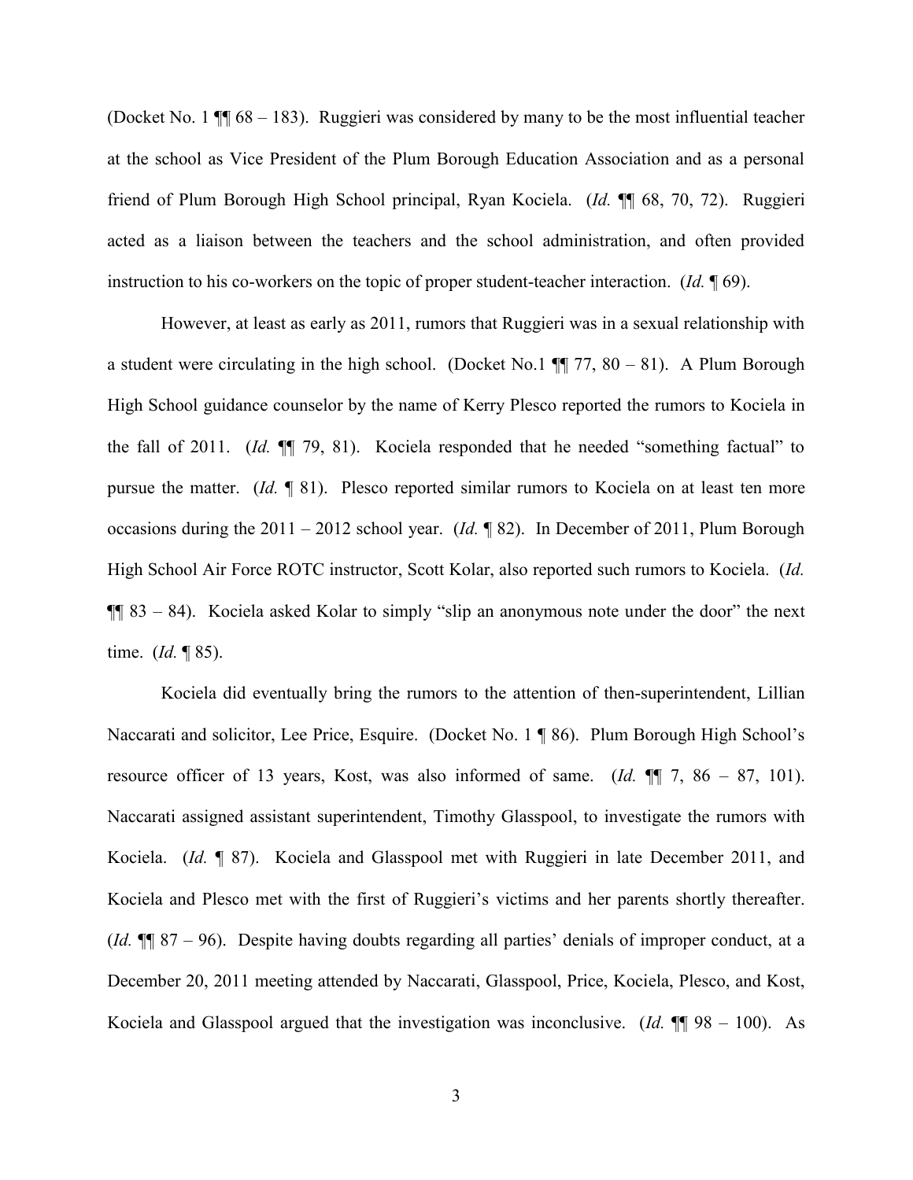(Docket No. 1 ¶¶ 68 – 183). Ruggieri was considered by many to be the most influential teacher at the school as Vice President of the Plum Borough Education Association and as a personal friend of Plum Borough High School principal, Ryan Kociela. (*Id.* ¶¶ 68, 70, 72). Ruggieri acted as a liaison between the teachers and the school administration, and often provided instruction to his co-workers on the topic of proper student-teacher interaction. (*Id.* ¶ 69).

However, at least as early as 2011, rumors that Ruggieri was in a sexual relationship with a student were circulating in the high school. (Docket No.1 ¶¶ 77, 80 – 81). A Plum Borough High School guidance counselor by the name of Kerry Plesco reported the rumors to Kociela in the fall of 2011. (*Id.* ¶¶ 79, 81). Kociela responded that he needed "something factual" to pursue the matter. (*Id.* ¶ 81). Plesco reported similar rumors to Kociela on at least ten more occasions during the 2011 – 2012 school year. (*Id.* ¶ 82). In December of 2011, Plum Borough High School Air Force ROTC instructor, Scott Kolar, also reported such rumors to Kociela. (*Id.* ¶¶ 83 – 84). Kociela asked Kolar to simply "slip an anonymous note under the door" the next time. (*Id.* ¶ 85).

Kociela did eventually bring the rumors to the attention of then-superintendent, Lillian Naccarati and solicitor, Lee Price, Esquire. (Docket No. 1 ¶ 86). Plum Borough High School's resource officer of 13 years, Kost, was also informed of same. (*Id.* ¶¶ 7, 86 – 87, 101). Naccarati assigned assistant superintendent, Timothy Glasspool, to investigate the rumors with Kociela. (*Id.* ¶ 87). Kociela and Glasspool met with Ruggieri in late December 2011, and Kociela and Plesco met with the first of Ruggieri's victims and her parents shortly thereafter. (*Id.* ¶¶ 87 – 96). Despite having doubts regarding all parties' denials of improper conduct, at a December 20, 2011 meeting attended by Naccarati, Glasspool, Price, Kociela, Plesco, and Kost, Kociela and Glasspool argued that the investigation was inconclusive. (*Id.* ¶¶ 98 – 100). As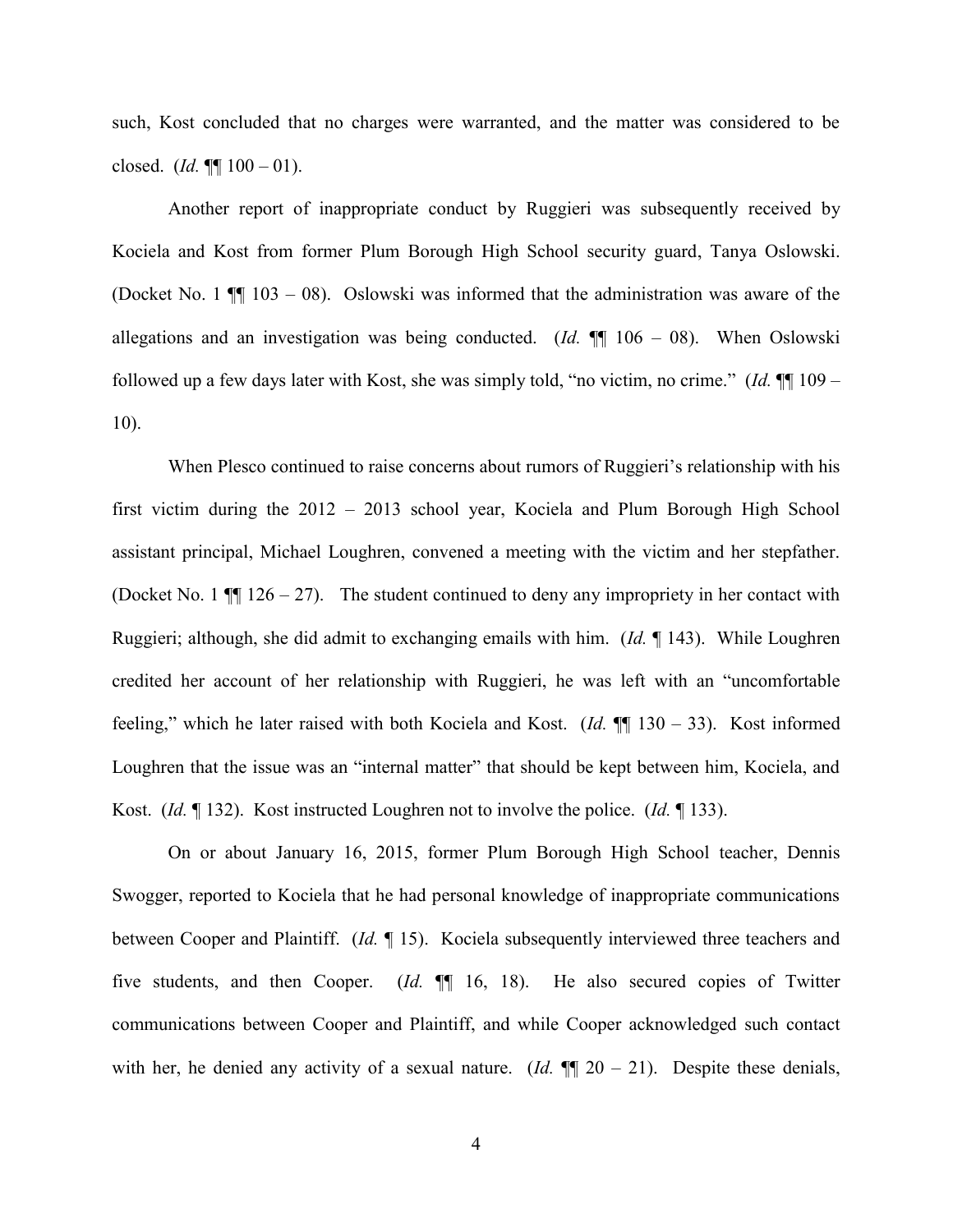such, Kost concluded that no charges were warranted, and the matter was considered to be closed. (*Id.* ¶¶ 100 – 01).

Another report of inappropriate conduct by Ruggieri was subsequently received by Kociela and Kost from former Plum Borough High School security guard, Tanya Oslowski. (Docket No. 1 ¶¶ 103 – 08). Oslowski was informed that the administration was aware of the allegations and an investigation was being conducted. (*Id.* ¶¶ 106 – 08). When Oslowski followed up a few days later with Kost, she was simply told, "no victim, no crime." (*Id.* ¶¶ 109 – 10).

When Plesco continued to raise concerns about rumors of Ruggieri's relationship with his first victim during the 2012 – 2013 school year, Kociela and Plum Borough High School assistant principal, Michael Loughren, convened a meeting with the victim and her stepfather. (Docket No. 1 ¶¶ 126 – 27). The student continued to deny any impropriety in her contact with Ruggieri; although, she did admit to exchanging emails with him. (*Id.* ¶ 143). While Loughren credited her account of her relationship with Ruggieri, he was left with an "uncomfortable feeling," which he later raised with both Kociela and Kost. (*Id.* ¶¶ 130 – 33). Kost informed Loughren that the issue was an "internal matter" that should be kept between him, Kociela, and Kost. (*Id.* ¶ 132). Kost instructed Loughren not to involve the police. (*Id.* ¶ 133).

On or about January 16, 2015, former Plum Borough High School teacher, Dennis Swogger, reported to Kociela that he had personal knowledge of inappropriate communications between Cooper and Plaintiff. (*Id.* ¶ 15). Kociela subsequently interviewed three teachers and five students, and then Cooper. (*Id.* ¶¶ 16, 18). He also secured copies of Twitter communications between Cooper and Plaintiff, and while Cooper acknowledged such contact with her, he denied any activity of a sexual nature. (*Id.* ¶¶ 20 – 21). Despite these denials,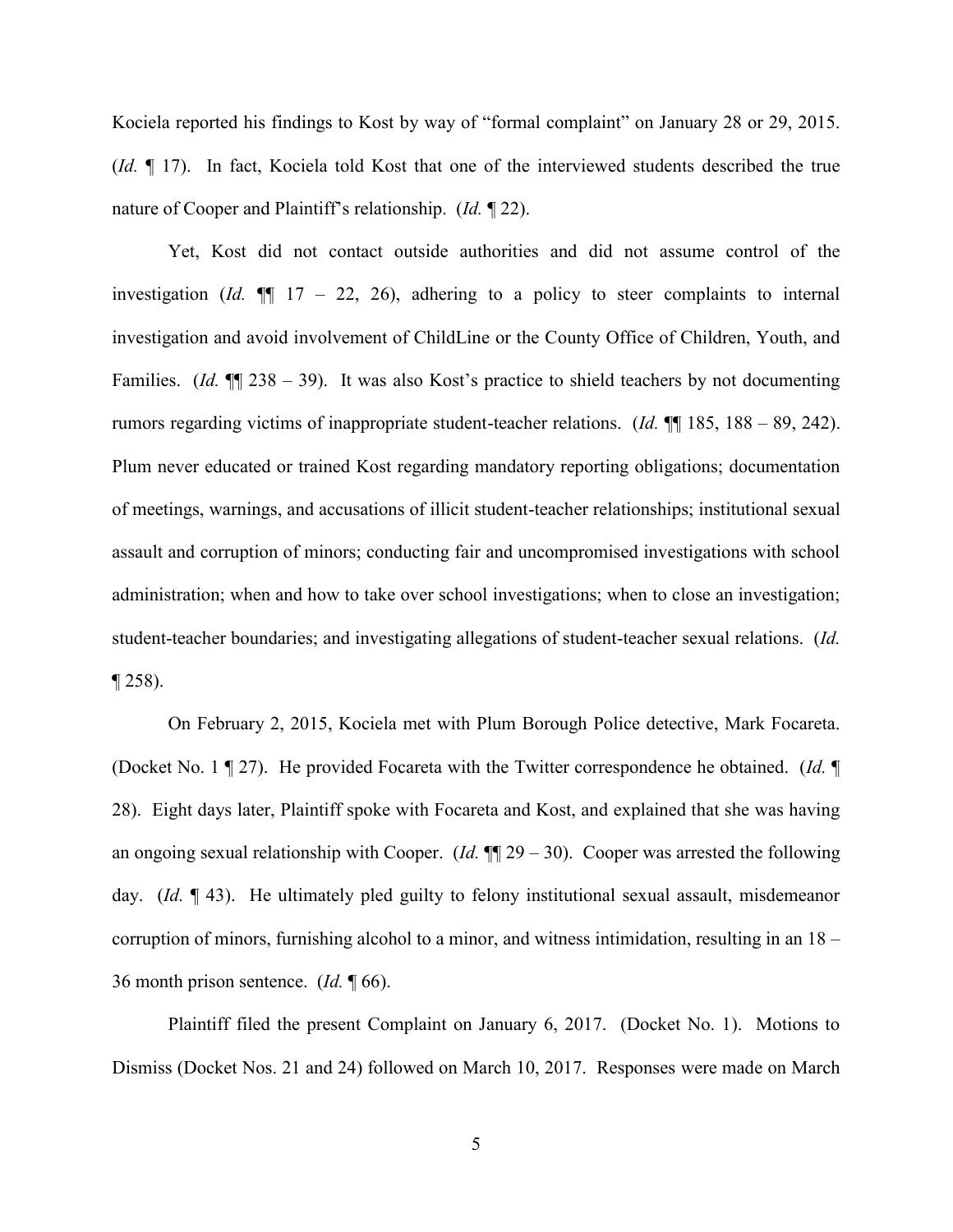Kociela reported his findings to Kost by way of "formal complaint" on January 28 or 29, 2015. (*Id.* ¶ 17). In fact, Kociela told Kost that one of the interviewed students described the true nature of Cooper and Plaintiff's relationship. (*Id.* ¶ 22).

Yet, Kost did not contact outside authorities and did not assume control of the investigation (*Id.* ¶¶ 17 – 22, 26), adhering to a policy to steer complaints to internal investigation and avoid involvement of ChildLine or the County Office of Children, Youth, and Families. (*Id.* ¶¶ 238 – 39). It was also Kost's practice to shield teachers by not documenting rumors regarding victims of inappropriate student-teacher relations. (*Id.* ¶¶ 185, 188 – 89, 242). Plum never educated or trained Kost regarding mandatory reporting obligations; documentation of meetings, warnings, and accusations of illicit student-teacher relationships; institutional sexual assault and corruption of minors; conducting fair and uncompromised investigations with school administration; when and how to take over school investigations; when to close an investigation; student-teacher boundaries; and investigating allegations of student-teacher sexual relations. (*Id.* ¶ 258).

On February 2, 2015, Kociela met with Plum Borough Police detective, Mark Focareta. (Docket No. 1 ¶ 27). He provided Focareta with the Twitter correspondence he obtained. (*Id.* ¶ 28). Eight days later, Plaintiff spoke with Focareta and Kost, and explained that she was having an ongoing sexual relationship with Cooper. (*Id.* ¶¶ 29 – 30). Cooper was arrested the following day. (*Id.* ¶ 43). He ultimately pled guilty to felony institutional sexual assault, misdemeanor corruption of minors, furnishing alcohol to a minor, and witness intimidation, resulting in an 18 – 36 month prison sentence. (*Id.* ¶ 66).

Plaintiff filed the present Complaint on January 6, 2017. (Docket No. 1). Motions to Dismiss (Docket Nos. 21 and 24) followed on March 10, 2017. Responses were made on March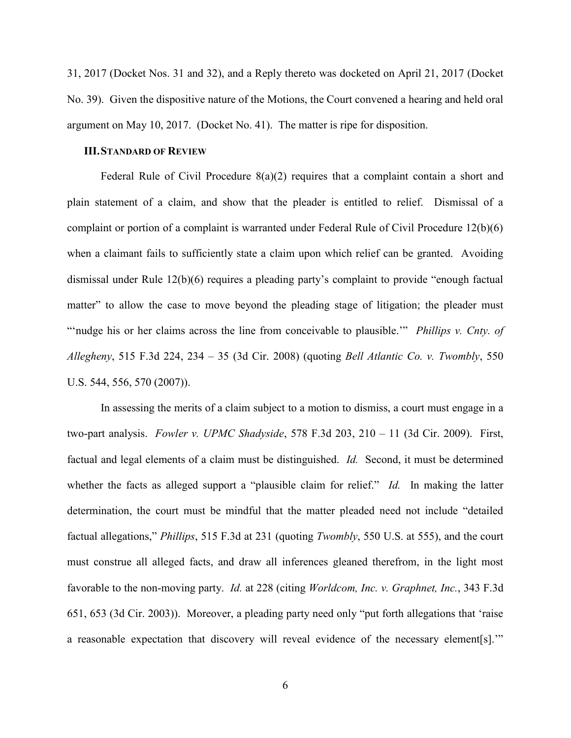31, 2017 (Docket Nos. 31 and 32), and a Reply thereto was docketed on April 21, 2017 (Docket No. 39). Given the dispositive nature of the Motions, the Court convened a hearing and held oral argument on May 10, 2017. (Docket No. 41). The matter is ripe for disposition.

## III. STANDARD OF REVIEW

Federal Rule of Civil Procedure 8(a)(2) requires that a complaint contain a short and plain statement of a claim, and show that the pleader is entitled to relief. Dismissal of a complaint or portion of a complaint is warranted under Federal Rule of Civil Procedure 12(b)(6) when a claimant fails to sufficiently state a claim upon which relief can be granted. Avoiding dismissal under Rule 12(b)(6) requires a pleading party's complaint to provide "enough factual matter" to allow the case to move beyond the pleading stage of litigation; the pleader must "'nudge his or her claims across the line from conceivable to plausible.'" *Phillips v. Cnty. of Allegheny*, 515 F.3d 224, 234 – 35 (3d Cir. 2008) (quoting *Bell Atlantic Co. v. Twombly*, 550 U.S. 544, 556, 570 (2007)).

In assessing the merits of a claim subject to a motion to dismiss, a court must engage in a two-part analysis. *Fowler v. UPMC Shadyside*, 578 F.3d 203, 210 – 11 (3d Cir. 2009). First, factual and legal elements of a claim must be distinguished. *Id.* Second, it must be determined whether the facts as alleged support a "plausible claim for relief." *Id.* In making the latter determination, the court must be mindful that the matter pleaded need not include "detailed factual allegations," *Phillips*, 515 F.3d at 231 (quoting *Twombly*, 550 U.S. at 555), and the court must construe all alleged facts, and draw all inferences gleaned therefrom, in the light most favorable to the non-moving party. *Id.* at 228 (citing *Worldcom, Inc. v. Graphnet, Inc.*, 343 F.3d 651, 653 (3d Cir. 2003)). Moreover, a pleading party need only "put forth allegations that 'raise a reasonable expectation that discovery will reveal evidence of the necessary element[s].'"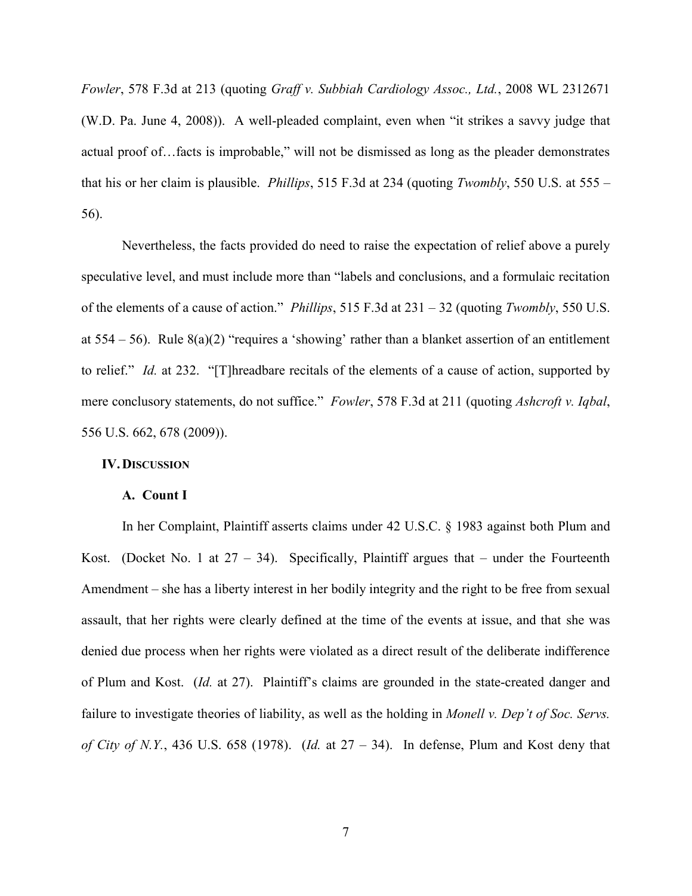*Fowler*, 578 F.3d at 213 (quoting *Graff v. Subbiah Cardiology Assoc., Ltd.*, 2008 WL 2312671 (W.D. Pa. June 4, 2008)). A well-pleaded complaint, even when "it strikes a savvy judge that actual proof of…facts is improbable," will not be dismissed as long as the pleader demonstrates that his or her claim is plausible. *Phillips*, 515 F.3d at 234 (quoting *Twombly*, 550 U.S. at 555 – 56).

Nevertheless, the facts provided do need to raise the expectation of relief above a purely speculative level, and must include more than "labels and conclusions, and a formulaic recitation of the elements of a cause of action." *Phillips*, 515 F.3d at 231 – 32 (quoting *Twombly*, 550 U.S. at 554 – 56). Rule 8(a)(2) "requires a 'showing' rather than a blanket assertion of an entitlement to relief." *Id.* at 232. "[T]hreadbare recitals of the elements of a cause of action, supported by mere conclusory statements, do not suffice." *Fowler*, 578 F.3d at 211 (quoting *Ashcroft v. Iqbal*, 556 U.S. 662, 678 (2009)).

## IV. Discussion

### A. Count I

In her Complaint, Plaintiff asserts claims under 42 U.S.C. § 1983 against both Plum and Kost. (Docket No. 1 at 27 – 34). Specifically, Plaintiff argues that – under the Fourteenth Amendment – she has a liberty interest in her bodily integrity and the right to be free from sexual assault, that her rights were clearly defined at the time of the events at issue, and that she was denied due process when her rights were violated as a direct result of the deliberate indifference of Plum and Kost. (*Id.* at 27). Plaintiff's claims are grounded in the state-created danger and failure to investigate theories of liability, as well as the holding in *Monell v. Dep't of Soc. Servs. of City of N.Y.*, 436 U.S. 658 (1978). (*Id.* at 27 – 34). In defense, Plum and Kost deny that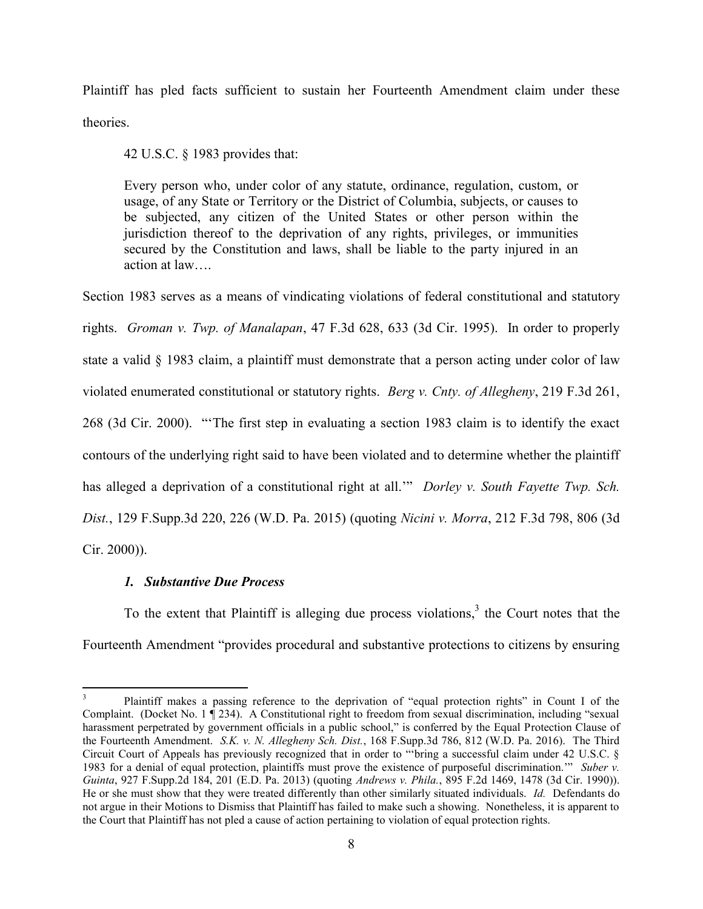Plaintiff has pled facts sufficient to sustain her Fourteenth Amendment claim under these theories.

42 U.S.C. § 1983 provides that:

> Every person who, under color of any statute, ordinance, regulation, custom, or usage, of any State or Territory or the District of Columbia, subjects, or causes to be subjected, any citizen of the United States or other person within the jurisdiction thereof to the deprivation of any rights, privileges, or immunities secured by the Constitution and laws, shall be liable to the party injured in an action at law….

Section 1983 serves as a means of vindicating violations of federal constitutional and statutory rights. *Groman v. Twp. of Manalapan*, 47 F.3d 628, 633 (3d Cir. 1995). In order to properly state a valid § 1983 claim, a plaintiff must demonstrate that a person acting under color of law violated enumerated constitutional or statutory rights. *Berg v. Cnty. of Allegheny*, 219 F.3d 261, 268 (3d Cir. 2000). "'The first step in evaluating a section 1983 claim is to identify the exact contours of the underlying right said to have been violated and to determine whether the plaintiff has alleged a deprivation of a constitutional right at all.'" *Dorley v. South Fayette Twp. Sch. Dist.*, 129 F.Supp.3d 220, 226 (W.D. Pa. 2015) (quoting *Nicini v. Morra*, 212 F.3d 798, 806 (3d Cir. 2000)).

### *1. Substantive Due Process*

To the extent that Plaintiff is alleging due process violations,[3] the Court notes that the Fourteenth Amendment "provides procedural and substantive protections to citizens by ensuring

---

[3] Plaintiff makes a passing reference to the deprivation of "equal protection rights" in Count I of the Complaint. (Docket No. 1 ¶ 234). A Constitutional right to freedom from sexual discrimination, including "sexual harassment perpetrated by government officials in a public school," is conferred by the Equal Protection Clause of the Fourteenth Amendment. *S.K. v. N. Allegheny Sch. Dist.*, 168 F.Supp.3d 786, 812 (W.D. Pa. 2016). The Third Circuit Court of Appeals has previously recognized that in order to "'bring a successful claim under 42 U.S.C. § 1983 for a denial of equal protection, plaintiffs must prove the existence of purposeful discrimination.'" *Suber v. Guinta*, 927 F.Supp.2d 184, 201 (E.D. Pa. 2013) (quoting *Andrews v. Phila.*, 895 F.2d 1469, 1478 (3d Cir. 1990)). He or she must show that they were treated differently than other similarly situated individuals. *Id.* Defendants do not argue in their Motions to Dismiss that Plaintiff has failed to make such a showing. Nonetheless, it is apparent to the Court that Plaintiff has not pled a cause of action pertaining to violation of equal protection rights.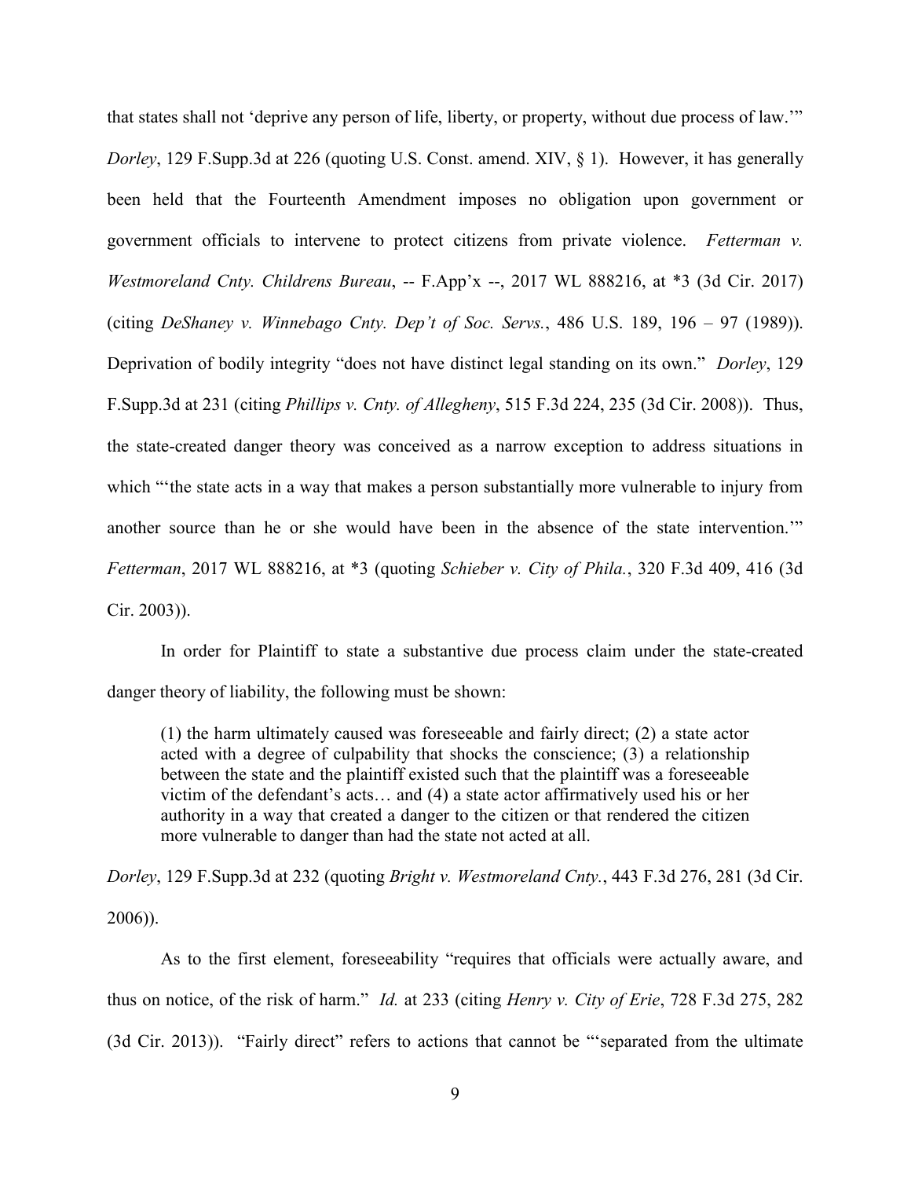that states shall not 'deprive any person of life, liberty, or property, without due process of law.'" *Dorley*, 129 F.Supp.3d at 226 (quoting U.S. Const. amend. XIV, § 1). However, it has generally been held that the Fourteenth Amendment imposes no obligation upon government or government officials to intervene to protect citizens from private violence. *Fetterman v. Westmoreland Cnty. Childrens Bureau*, -- F.App'x --, 2017 WL 888216, at *3 (3d Cir. 2017) (citing *DeShaney v. Winnebago Cnty. Dep't of Soc. Servs.*, 486 U.S. 189, 196 – 97 (1989)). Deprivation of bodily integrity "does not have distinct legal standing on its own." *Dorley*, 129 F.Supp.3d at 231 (citing *Phillips v. Cnty. of Allegheny*, 515 F.3d 224, 235 (3d Cir. 2008)). Thus, the state-created danger theory was conceived as a narrow exception to address situations in which "'the state acts in a way that makes a person substantially more vulnerable to injury from another source than he or she would have been in the absence of the state intervention.'" *Fetterman*, 2017 WL 888216, at *3 (quoting *Schieber v. City of Phila.*, 320 F.3d 409, 416 (3d Cir. 2003)).

In order for Plaintiff to state a substantive due process claim under the state-created danger theory of liability, the following must be shown:

> (1) the harm ultimately caused was foreseeable and fairly direct; (2) a state actor acted with a degree of culpability that shocks the conscience; (3) a relationship between the state and the plaintiff existed such that the plaintiff was a foreseeable victim of the defendant's acts… and (4) a state actor affirmatively used his or her authority in a way that created a danger to the citizen or that rendered the citizen more vulnerable to danger than had the state not acted at all.

*Dorley*, 129 F.Supp.3d at 232 (quoting *Bright v. Westmoreland Cnty.*, 443 F.3d 276, 281 (3d Cir. 2006)).

As to the first element, foreseeability "requires that officials were actually aware, and thus on notice, of the risk of harm." *Id.* at 233 (citing *Henry v. City of Erie*, 728 F.3d 275, 282 (3d Cir. 2013)). "Fairly direct" refers to actions that cannot be "'separated from the ultimate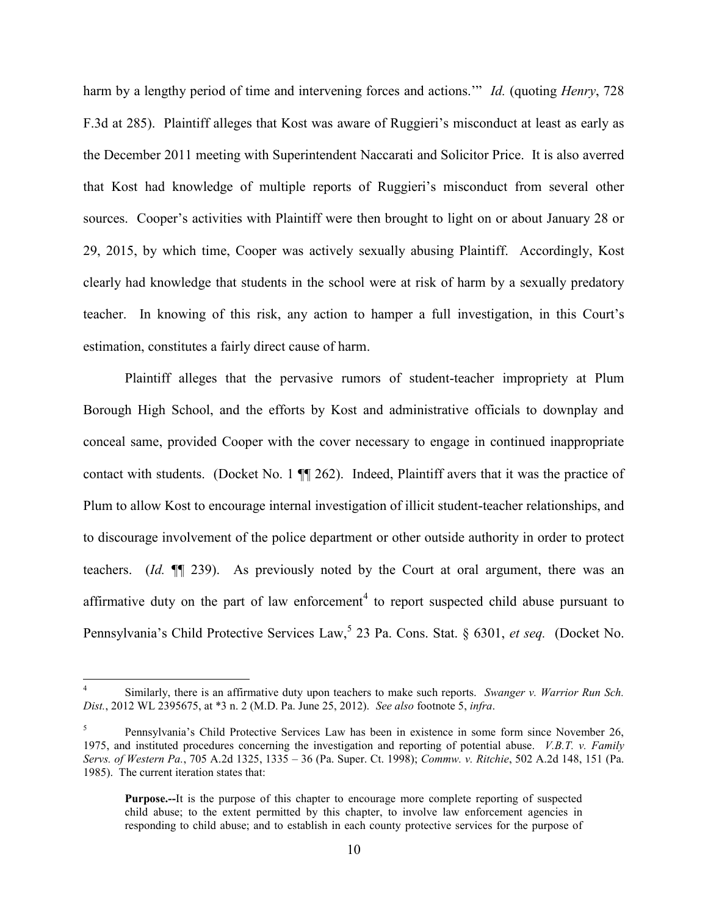harm by a lengthy period of time and intervening forces and actions.'" *Id.* (quoting *Henry*, 728 F.3d at 285). Plaintiff alleges that Kost was aware of Ruggieri's misconduct at least as early as the December 2011 meeting with Superintendent Naccarati and Solicitor Price. It is also averred that Kost had knowledge of multiple reports of Ruggieri's misconduct from several other sources. Cooper's activities with Plaintiff were then brought to light on or about January 28 or 29, 2015, by which time, Cooper was actively sexually abusing Plaintiff. Accordingly, Kost clearly had knowledge that students in the school were at risk of harm by a sexually predatory teacher. In knowing of this risk, any action to hamper a full investigation, in this Court's estimation, constitutes a fairly direct cause of harm.

Plaintiff alleges that the pervasive rumors of student-teacher impropriety at Plum Borough High School, and the efforts by Kost and administrative officials to downplay and conceal same, provided Cooper with the cover necessary to engage in continued inappropriate contact with students. (Docket No. 1 ¶¶ 262). Indeed, Plaintiff avers that it was the practice of Plum to allow Kost to encourage internal investigation of illicit student-teacher relationships, and to discourage involvement of the police department or other outside authority in order to protect teachers. (*Id.* ¶¶ 239). As previously noted by the Court at oral argument, there was an affirmative duty on the part of law enforcement[4] to report suspected child abuse pursuant to Pennsylvania's Child Protective Services Law,[5] 23 Pa. Cons. Stat. § 6301, *et seq.* (Docket No.

---

[4] Similarly, there is an affirmative duty upon teachers to make such reports. *Swanger v. Warrior Run Sch. Dist.*, 2012 WL 2395675, at *3 n. 2 (M.D. Pa. June 25, 2012). *See also* footnote 5, *infra*.

[5] Pennsylvania's Child Protective Services Law has been in existence in some form since November 26, 1975, and instituted procedures concerning the investigation and reporting of potential abuse. *V.B.T. v. Family Servs. of Western Pa.*, 705 A.2d 1325, 1335 – 36 (Pa. Super. Ct. 1998); *Commw. v. Ritchie*, 502 A.2d 148, 151 (Pa. 1985). The current iteration states that:

> **Purpose.--**It is the purpose of this chapter to encourage more complete reporting of suspected child abuse; to the extent permitted by this chapter, to involve law enforcement agencies in responding to child abuse; and to establish in each county protective services for the purpose of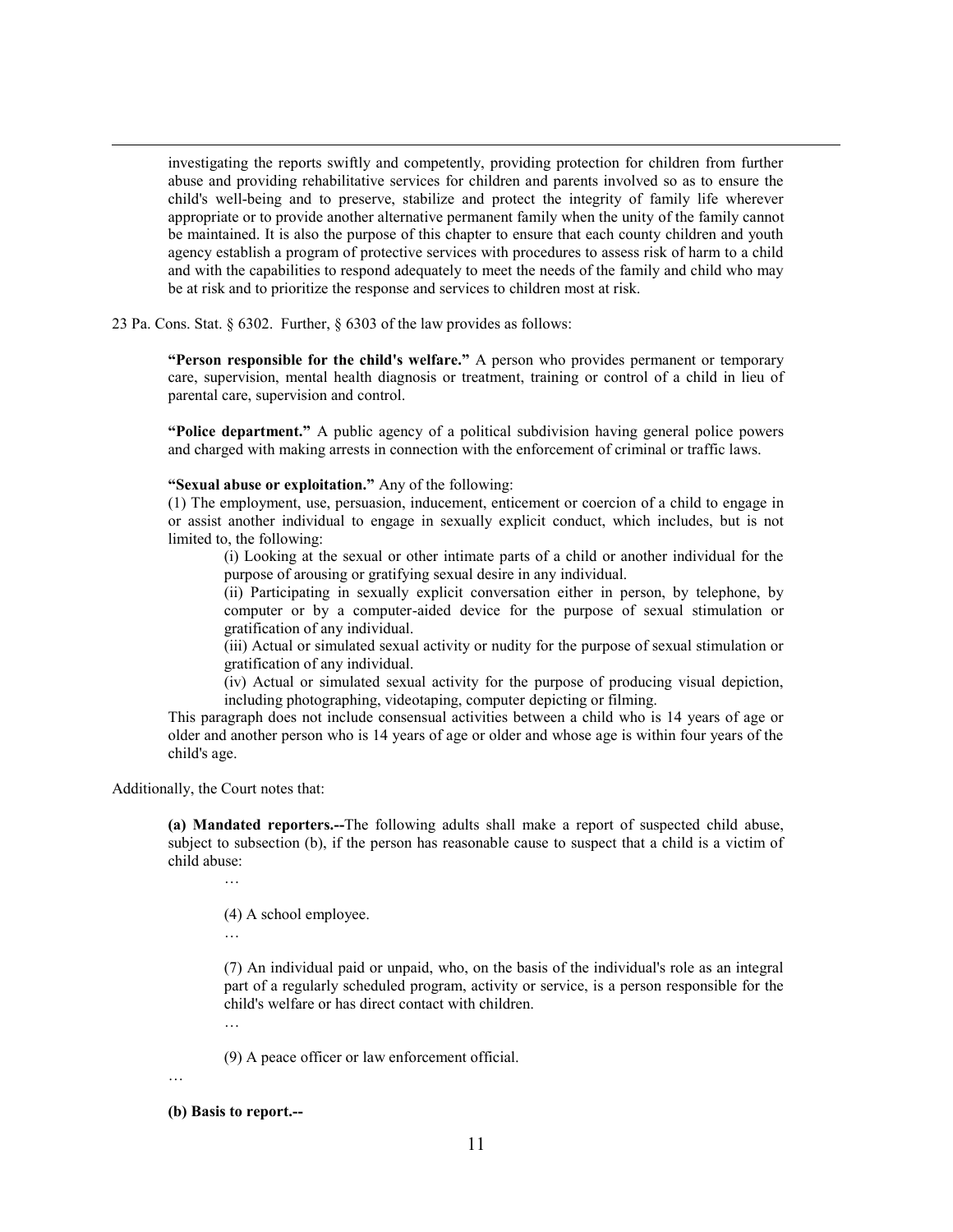> investigating the reports swiftly and competently, providing protection for children from further abuse and providing rehabilitative services for children and parents involved so as to ensure the child's well-being and to preserve, stabilize and protect the integrity of family life wherever appropriate or to provide another alternative permanent family when the unity of the family cannot be maintained. It is also the purpose of this chapter to ensure that each county children and youth agency establish a program of protective services with procedures to assess risk of harm to a child and with the capabilities to respond adequately to meet the needs of the family and child who may be at risk and to prioritize the response and services to children most at risk.

23 Pa. Cons. Stat. § 6302. Further, § 6303 of the law provides as follows:

> **"Person responsible for the child's welfare."** A person who provides permanent or temporary care, supervision, mental health diagnosis or treatment, training or control of a child in lieu of parental care, supervision and control.
>
> **"Police department."** A public agency of a political subdivision having general police powers and charged with making arrests in connection with the enforcement of criminal or traffic laws.
>
> **"Sexual abuse or exploitation."** Any of the following:
> (1) The employment, use, persuasion, inducement, enticement or coercion of a child to engage in or assist another individual to engage in sexually explicit conduct, which includes, but is not limited to, the following:
>
> > (i) Looking at the sexual or other intimate parts of a child or another individual for the purpose of arousing or gratifying sexual desire in any individual.
> > (ii) Participating in sexually explicit conversation either in person, by telephone, by computer or by a computer-aided device for the purpose of sexual stimulation or gratification of any individual.
> > (iii) Actual or simulated sexual activity or nudity for the purpose of sexual stimulation or gratification of any individual.
> > (iv) Actual or simulated sexual activity for the purpose of producing visual depiction, including photographing, videotaping, computer depicting or filming.
>
> This paragraph does not include consensual activities between a child who is 14 years of age or older and another person who is 14 years of age or older and whose age is within four years of the child's age.

Additionally, the Court notes that:

> **(a) Mandated reporters.--**The following adults shall make a report of suspected child abuse, subject to subsection (b), if the person has reasonable cause to suspect that a child is a victim of child abuse:
>
> > …
> >
> > (4) A school employee.
> >
> > …
> >
> > (7) An individual paid or unpaid, who, on the basis of the individual's role as an integral part of a regularly scheduled program, activity or service, is a person responsible for the child's welfare or has direct contact with children.
> >
> > …
> >
> > (9) A peace officer or law enforcement official.
>
> …
>
> **(b) Basis to report.--**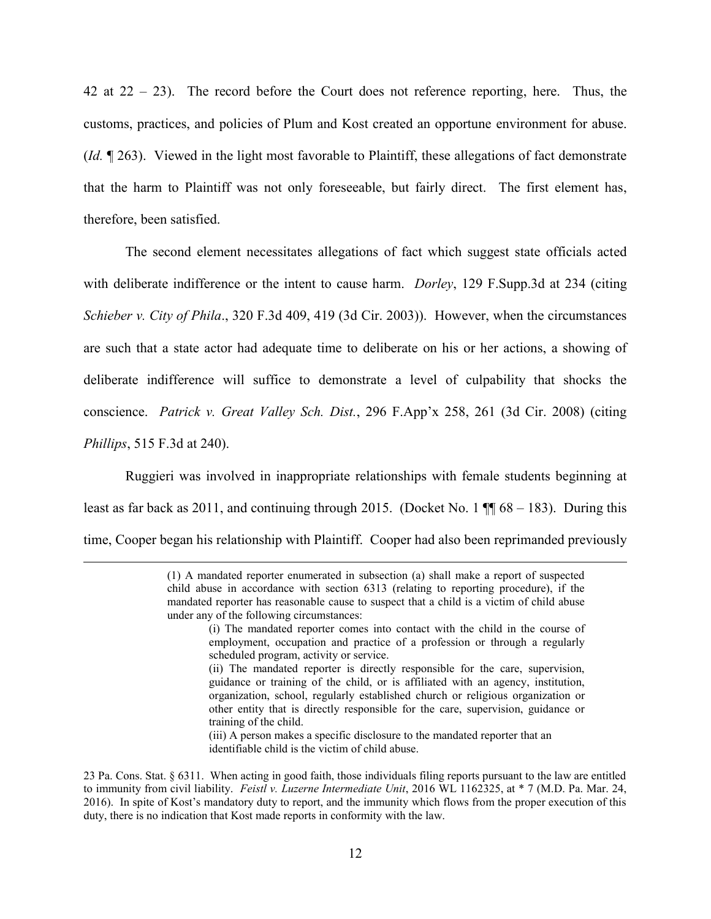42 at 22 – 23). The record before the Court does not reference reporting, here. Thus, the customs, practices, and policies of Plum and Kost created an opportune environment for abuse. (*Id.* ¶ 263). Viewed in the light most favorable to Plaintiff, these allegations of fact demonstrate that the harm to Plaintiff was not only foreseeable, but fairly direct. The first element has, therefore, been satisfied.

The second element necessitates allegations of fact which suggest state officials acted with deliberate indifference or the intent to cause harm. *Dorley*, 129 F.Supp.3d at 234 (citing *Schieber v. City of Phila*., 320 F.3d 409, 419 (3d Cir. 2003)). However, when the circumstances are such that a state actor had adequate time to deliberate on his or her actions, a showing of deliberate indifference will suffice to demonstrate a level of culpability that shocks the conscience. *Patrick v. Great Valley Sch. Dist.*, 296 F.App'x 258, 261 (3d Cir. 2008) (citing *Phillips*, 515 F.3d at 240).

Ruggieri was involved in inappropriate relationships with female students beginning at least as far back as 2011, and continuing through 2015. (Docket No. 1 ¶¶ 68 – 183). During this time, Cooper began his relationship with Plaintiff. Cooper had also been reprimanded previously

---

> (1) A mandated reporter enumerated in subsection (a) shall make a report of suspected child abuse in accordance with section 6313 (relating to reporting procedure), if the mandated reporter has reasonable cause to suspect that a child is a victim of child abuse under any of the following circumstances:
>
> (i) The mandated reporter comes into contact with the child in the course of employment, occupation and practice of a profession or through a regularly scheduled program, activity or service.
>
> (ii) The mandated reporter is directly responsible for the care, supervision, guidance or training of the child, or is affiliated with an agency, institution, organization, school, regularly established church or religious organization or other entity that is directly responsible for the care, supervision, guidance or training of the child.
>
> (iii) A person makes a specific disclosure to the mandated reporter that an identifiable child is the victim of child abuse.

23 Pa. Cons. Stat. § 6311. When acting in good faith, those individuals filing reports pursuant to the law are entitled to immunity from civil liability. *Feistl v. Luzerne Intermediate Unit*, 2016 WL 1162325, at * 7 (M.D. Pa. Mar. 24, 2016). In spite of Kost's mandatory duty to report, and the immunity which flows from the proper execution of this duty, there is no indication that Kost made reports in conformity with the law.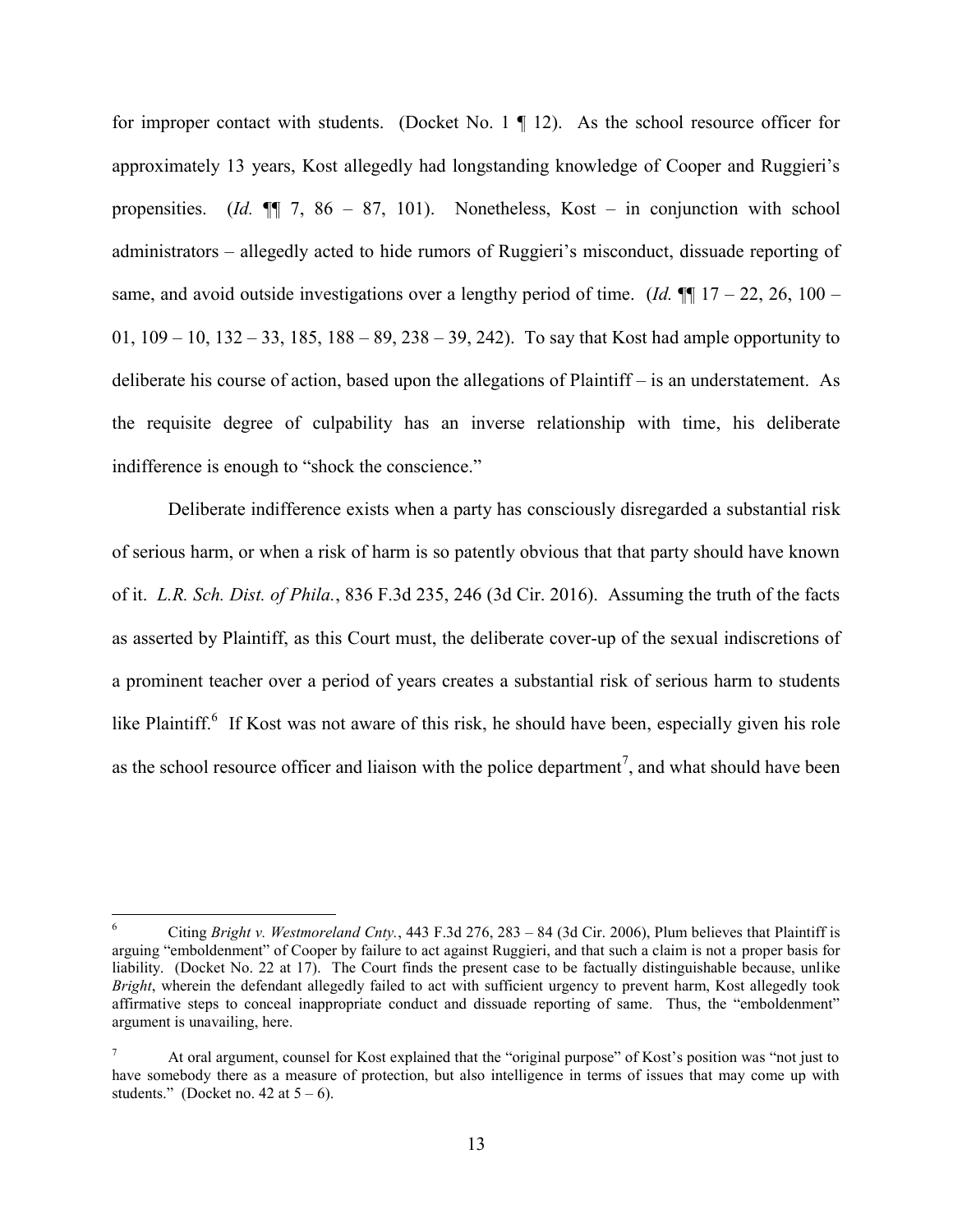for improper contact with students. (Docket No. 1 ¶ 12). As the school resource officer for approximately 13 years, Kost allegedly had longstanding knowledge of Cooper and Ruggieri's propensities. (*Id.* ¶¶ 7, 86 – 87, 101). Nonetheless, Kost – in conjunction with school administrators – allegedly acted to hide rumors of Ruggieri's misconduct, dissuade reporting of same, and avoid outside investigations over a lengthy period of time. (*Id.* ¶¶ 17 – 22, 26, 100 – 01, 109 – 10, 132 – 33, 185, 188 – 89, 238 – 39, 242). To say that Kost had ample opportunity to deliberate his course of action, based upon the allegations of Plaintiff – is an understatement. As the requisite degree of culpability has an inverse relationship with time, his deliberate indifference is enough to "shock the conscience."

Deliberate indifference exists when a party has consciously disregarded a substantial risk of serious harm, or when a risk of harm is so patently obvious that that party should have known of it. *L.R. Sch. Dist. of Phila.*, 836 F.3d 235, 246 (3d Cir. 2016). Assuming the truth of the facts as asserted by Plaintiff, as this Court must, the deliberate cover-up of the sexual indiscretions of a prominent teacher over a period of years creates a substantial risk of serious harm to students like Plaintiff.[6] If Kost was not aware of this risk, he should have been, especially given his role as the school resource officer and liaison with the police department[7], and what should have been

---

[6] Citing *Bright v. Westmoreland Cnty.*, 443 F.3d 276, 283 – 84 (3d Cir. 2006), Plum believes that Plaintiff is arguing "emboldenment" of Cooper by failure to act against Ruggieri, and that such a claim is not a proper basis for liability. (Docket No. 22 at 17). The Court finds the present case to be factually distinguishable because, unlike *Bright*, wherein the defendant allegedly failed to act with sufficient urgency to prevent harm, Kost allegedly took affirmative steps to conceal inappropriate conduct and dissuade reporting of same. Thus, the "emboldenment" argument is unavailing, here.

[7] At oral argument, counsel for Kost explained that the "original purpose" of Kost's position was "not just to have somebody there as a measure of protection, but also intelligence in terms of issues that may come up with students." (Docket no. 42 at 5 – 6).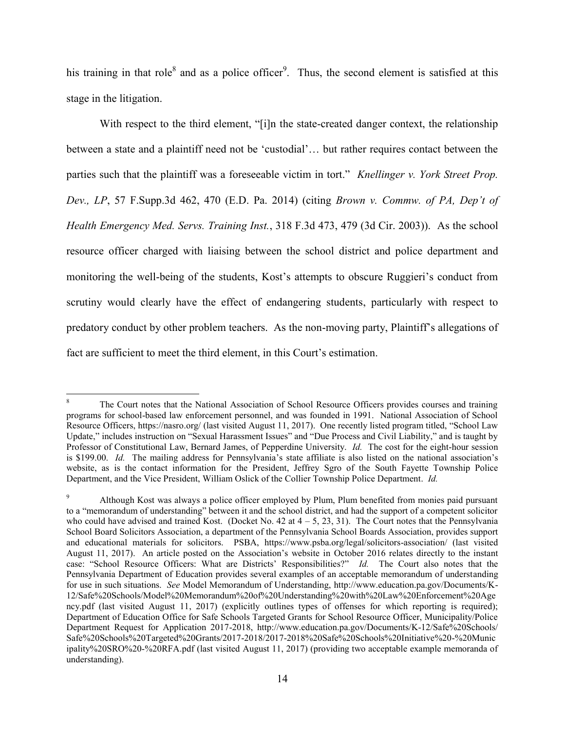his training in that role[8] and as a police officer[9]. Thus, the second element is satisfied at this stage in the litigation.

With respect to the third element, "[i]n the state-created danger context, the relationship between a state and a plaintiff need not be 'custodial'… but rather requires contact between the parties such that the plaintiff was a foreseeable victim in tort." *Knellinger v. York Street Prop. Dev., LP*, 57 F.Supp.3d 462, 470 (E.D. Pa. 2014) (citing *Brown v. Commw. of PA, Dep't of Health Emergency Med. Servs. Training Inst.*, 318 F.3d 473, 479 (3d Cir. 2003)). As the school resource officer charged with liaising between the school district and police department and monitoring the well-being of the students, Kost's attempts to obscure Ruggieri's conduct from scrutiny would clearly have the effect of endangering students, particularly with respect to predatory conduct by other problem teachers. As the non-moving party, Plaintiff's allegations of fact are sufficient to meet the third element, in this Court's estimation.

---

[8] The Court notes that the National Association of School Resource Officers provides courses and training programs for school-based law enforcement personnel, and was founded in 1991. National Association of School Resource Officers, https://nasro.org/ (last visited August 11, 2017). One recently listed program titled, "School Law Update," includes instruction on "Sexual Harassment Issues" and "Due Process and Civil Liability," and is taught by Professor of Constitutional Law, Bernard James, of Pepperdine University. *Id.* The cost for the eight-hour session is $199.00. *Id.* The mailing address for Pennsylvania's state affiliate is also listed on the national association's website, as is the contact information for the President, Jeffrey Sgro of the South Fayette Township Police Department, and the Vice President, William Oslick of the Collier Township Police Department. *Id.*

[9] Although Kost was always a police officer employed by Plum, Plum benefited from monies paid pursuant to a "memorandum of understanding" between it and the school district, and had the support of a competent solicitor who could have advised and trained Kost. (Docket No. 42 at 4 – 5, 23, 31). The Court notes that the Pennsylvania School Board Solicitors Association, a department of the Pennsylvania School Boards Association, provides support and educational materials for solicitors. PSBA, https://www.psba.org/legal/solicitors-association/ (last visited August 11, 2017). An article posted on the Association's website in October 2016 relates directly to the instant case: "School Resource Officers: What are Districts' Responsibilities?" *Id.* The Court also notes that the Pennsylvania Department of Education provides several examples of an acceptable memorandum of understanding for use in such situations. *See* Model Memorandum of Understanding, http://www.education.pa.gov/Documents/K-12/Safe%20Schools/Model%20Memorandum%20of%20Understanding%20with%20Law%20Enforcement%20Agency.pdf (last visited August 11, 2017) (explicitly outlines types of offenses for which reporting is required); Department of Education Office for Safe Schools Targeted Grants for School Resource Officer, Municipality/Police Department Request for Application 2017-2018, http://www.education.pa.gov/Documents/K-12/Safe%20Schools/Safe%20Schools%20Targeted%20Grants/2017-2018/2017-2018%20Safe%20Schools%20Initiative%20-%20Municipality%20SRO%20-%20RFA.pdf (last visited August 11, 2017) (providing two acceptable example memoranda of understanding).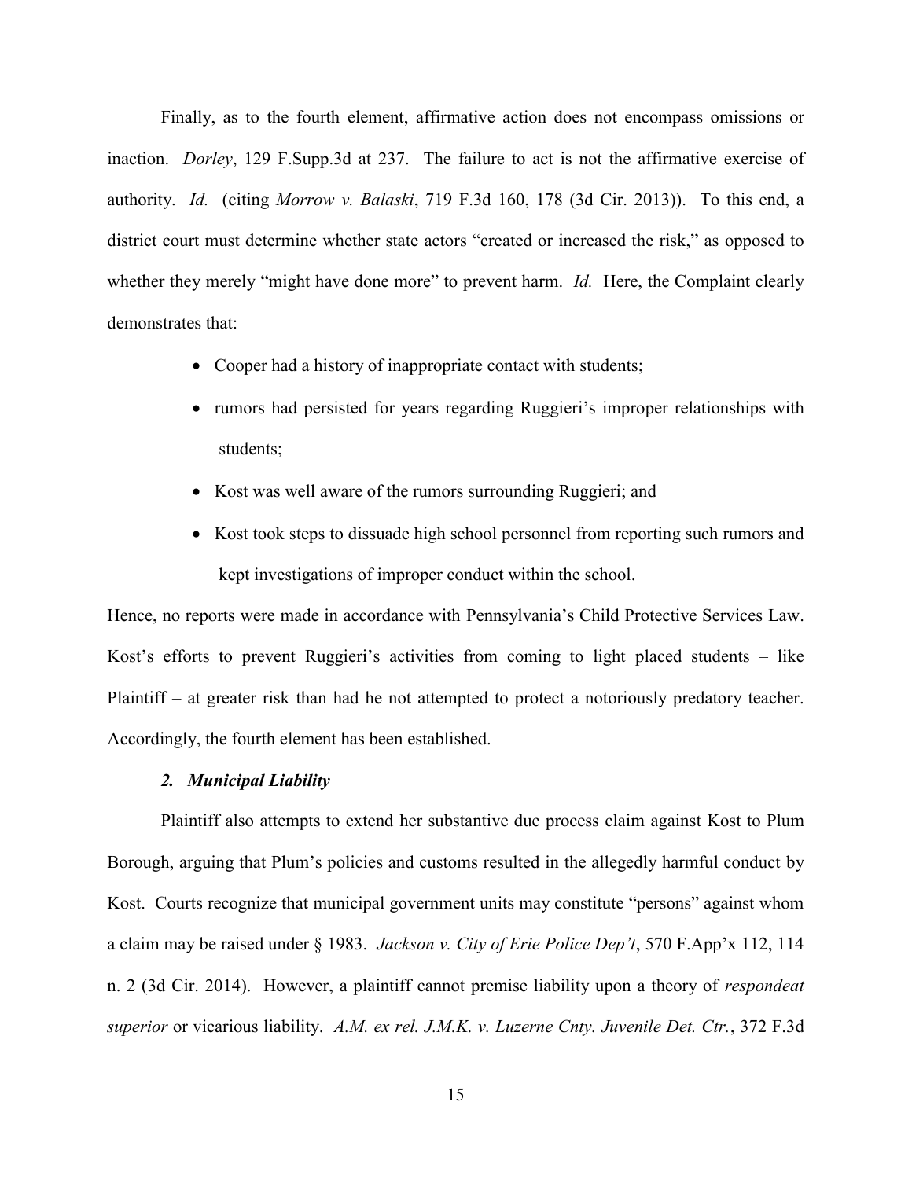Finally, as to the fourth element, affirmative action does not encompass omissions or inaction. *Dorley*, 129 F.Supp.3d at 237. The failure to act is not the affirmative exercise of authority. *Id.* (citing *Morrow v. Balaski*, 719 F.3d 160, 178 (3d Cir. 2013)). To this end, a district court must determine whether state actors "created or increased the risk," as opposed to whether they merely "might have done more" to prevent harm. *Id.* Here, the Complaint clearly demonstrates that:

- Cooper had a history of inappropriate contact with students;
- rumors had persisted for years regarding Ruggieri's improper relationships with students;
- Kost was well aware of the rumors surrounding Ruggieri; and
- Kost took steps to dissuade high school personnel from reporting such rumors and kept investigations of improper conduct within the school.

Hence, no reports were made in accordance with Pennsylvania's Child Protective Services Law. Kost's efforts to prevent Ruggieri's activities from coming to light placed students – like Plaintiff – at greater risk than had he not attempted to protect a notoriously predatory teacher. Accordingly, the fourth element has been established.

### *2. Municipal Liability*

Plaintiff also attempts to extend her substantive due process claim against Kost to Plum Borough, arguing that Plum's policies and customs resulted in the allegedly harmful conduct by Kost. Courts recognize that municipal government units may constitute "persons" against whom a claim may be raised under § 1983. *Jackson v. City of Erie Police Dep't*, 570 F.App'x 112, 114 n. 2 (3d Cir. 2014). However, a plaintiff cannot premise liability upon a theory of *respondeat superior* or vicarious liability. *A.M. ex rel. J.M.K. v. Luzerne Cnty. Juvenile Det. Ctr.*, 372 F.3d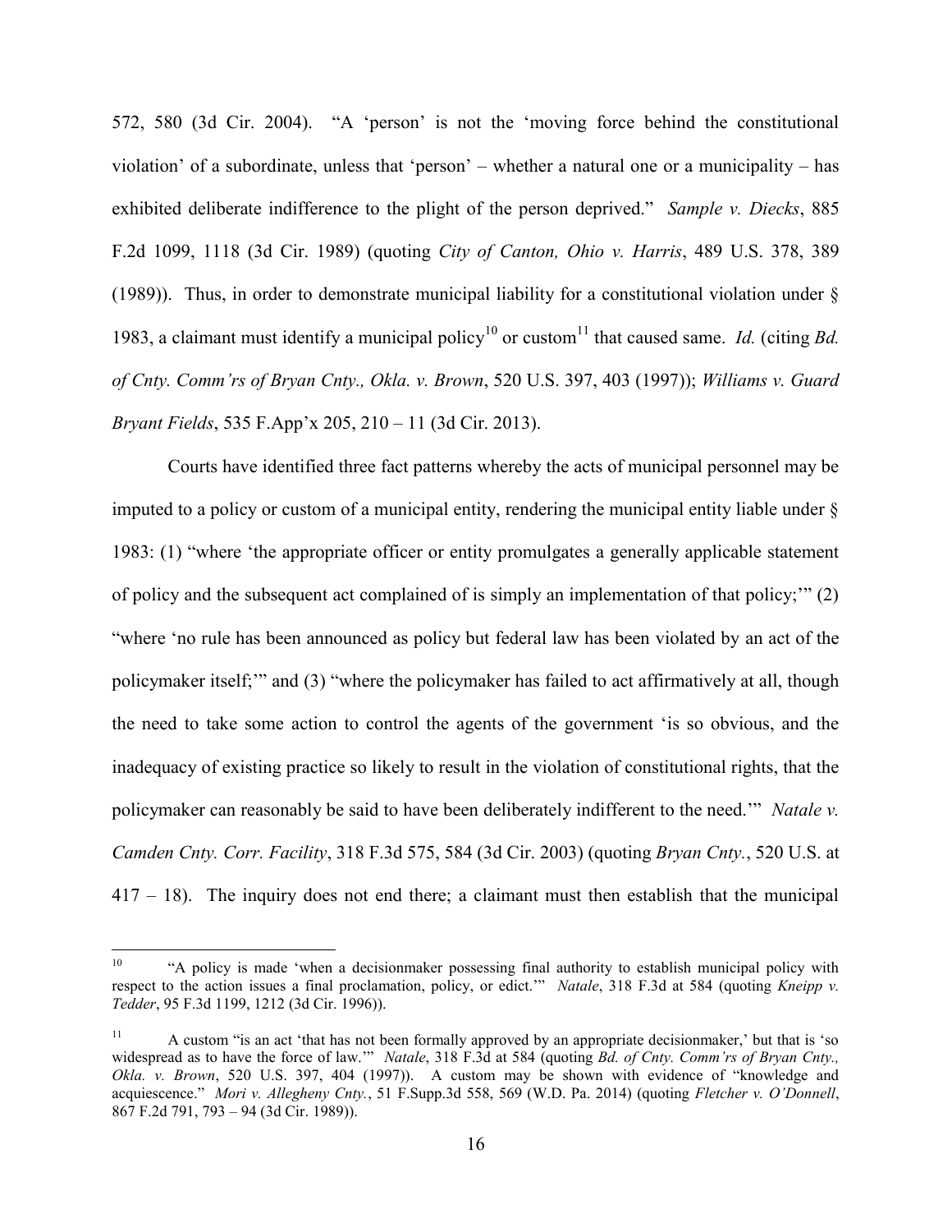572, 580 (3d Cir. 2004). "A 'person' is not the 'moving force behind the constitutional violation' of a subordinate, unless that 'person' – whether a natural one or a municipality – has exhibited deliberate indifference to the plight of the person deprived." *Sample v. Diecks*, 885 F.2d 1099, 1118 (3d Cir. 1989) (quoting *City of Canton, Ohio v. Harris*, 489 U.S. 378, 389 (1989)). Thus, in order to demonstrate municipal liability for a constitutional violation under § 1983, a claimant must identify a municipal policy[10] or custom[11] that caused same. *Id.* (citing *Bd. of Cnty. Comm'rs of Bryan Cnty., Okla. v. Brown*, 520 U.S. 397, 403 (1997)); *Williams v. Guard Bryant Fields*, 535 F.App'x 205, 210 – 11 (3d Cir. 2013).

Courts have identified three fact patterns whereby the acts of municipal personnel may be imputed to a policy or custom of a municipal entity, rendering the municipal entity liable under § 1983: (1) "where 'the appropriate officer or entity promulgates a generally applicable statement of policy and the subsequent act complained of is simply an implementation of that policy;'" (2) "where 'no rule has been announced as policy but federal law has been violated by an act of the policymaker itself;'" and (3) "where the policymaker has failed to act affirmatively at all, though the need to take some action to control the agents of the government 'is so obvious, and the inadequacy of existing practice so likely to result in the violation of constitutional rights, that the policymaker can reasonably be said to have been deliberately indifferent to the need.'" *Natale v. Camden Cnty. Corr. Facility*, 318 F.3d 575, 584 (3d Cir. 2003) (quoting *Bryan Cnty.*, 520 U.S. at 417 – 18). The inquiry does not end there; a claimant must then establish that the municipal

---

[10] "A policy is made 'when a decisionmaker possessing final authority to establish municipal policy with respect to the action issues a final proclamation, policy, or edict.'" *Natale*, 318 F.3d at 584 (quoting *Kneipp v. Tedder*, 95 F.3d 1199, 1212 (3d Cir. 1996)).

[11] A custom "is an act 'that has not been formally approved by an appropriate decisionmaker,' but that is 'so widespread as to have the force of law.'" *Natale*, 318 F.3d at 584 (quoting *Bd. of Cnty. Comm'rs of Bryan Cnty., Okla. v. Brown*, 520 U.S. 397, 404 (1997)). A custom may be shown with evidence of "knowledge and acquiescence." *Mori v. Allegheny Cnty.*, 51 F.Supp.3d 558, 569 (W.D. Pa. 2014) (quoting *Fletcher v. O'Donnell*, 867 F.2d 791, 793 – 94 (3d Cir. 1989)).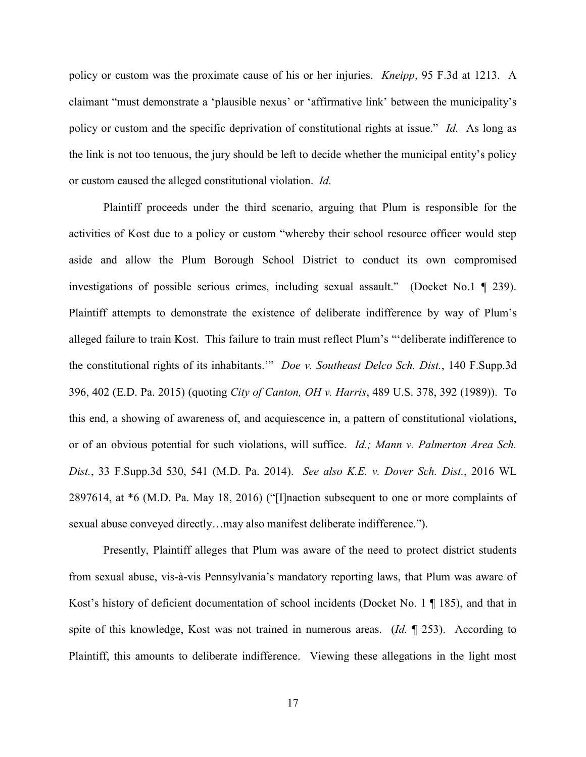policy or custom was the proximate cause of his or her injuries. *Kneipp*, 95 F.3d at 1213. A claimant "must demonstrate a 'plausible nexus' or 'affirmative link' between the municipality's policy or custom and the specific deprivation of constitutional rights at issue." *Id.* As long as the link is not too tenuous, the jury should be left to decide whether the municipal entity's policy or custom caused the alleged constitutional violation. *Id.*

Plaintiff proceeds under the third scenario, arguing that Plum is responsible for the activities of Kost due to a policy or custom "whereby their school resource officer would step aside and allow the Plum Borough School District to conduct its own compromised investigations of possible serious crimes, including sexual assault." (Docket No.1 ¶ 239). Plaintiff attempts to demonstrate the existence of deliberate indifference by way of Plum's alleged failure to train Kost. This failure to train must reflect Plum's "'deliberate indifference to the constitutional rights of its inhabitants.'" *Doe v. Southeast Delco Sch. Dist.*, 140 F.Supp.3d 396, 402 (E.D. Pa. 2015) (quoting *City of Canton, OH v. Harris*, 489 U.S. 378, 392 (1989)). To this end, a showing of awareness of, and acquiescence in, a pattern of constitutional violations, or of an obvious potential for such violations, will suffice. *Id.; Mann v. Palmerton Area Sch. Dist.*, 33 F.Supp.3d 530, 541 (M.D. Pa. 2014). *See also K.E. v. Dover Sch. Dist.*, 2016 WL 2897614, at *6 (M.D. Pa. May 18, 2016) ("[I]naction subsequent to one or more complaints of sexual abuse conveyed directly…may also manifest deliberate indifference.").

Presently, Plaintiff alleges that Plum was aware of the need to protect district students from sexual abuse, vis-à-vis Pennsylvania's mandatory reporting laws, that Plum was aware of Kost's history of deficient documentation of school incidents (Docket No. 1 ¶ 185), and that in spite of this knowledge, Kost was not trained in numerous areas. (*Id.* ¶ 253). According to Plaintiff, this amounts to deliberate indifference. Viewing these allegations in the light most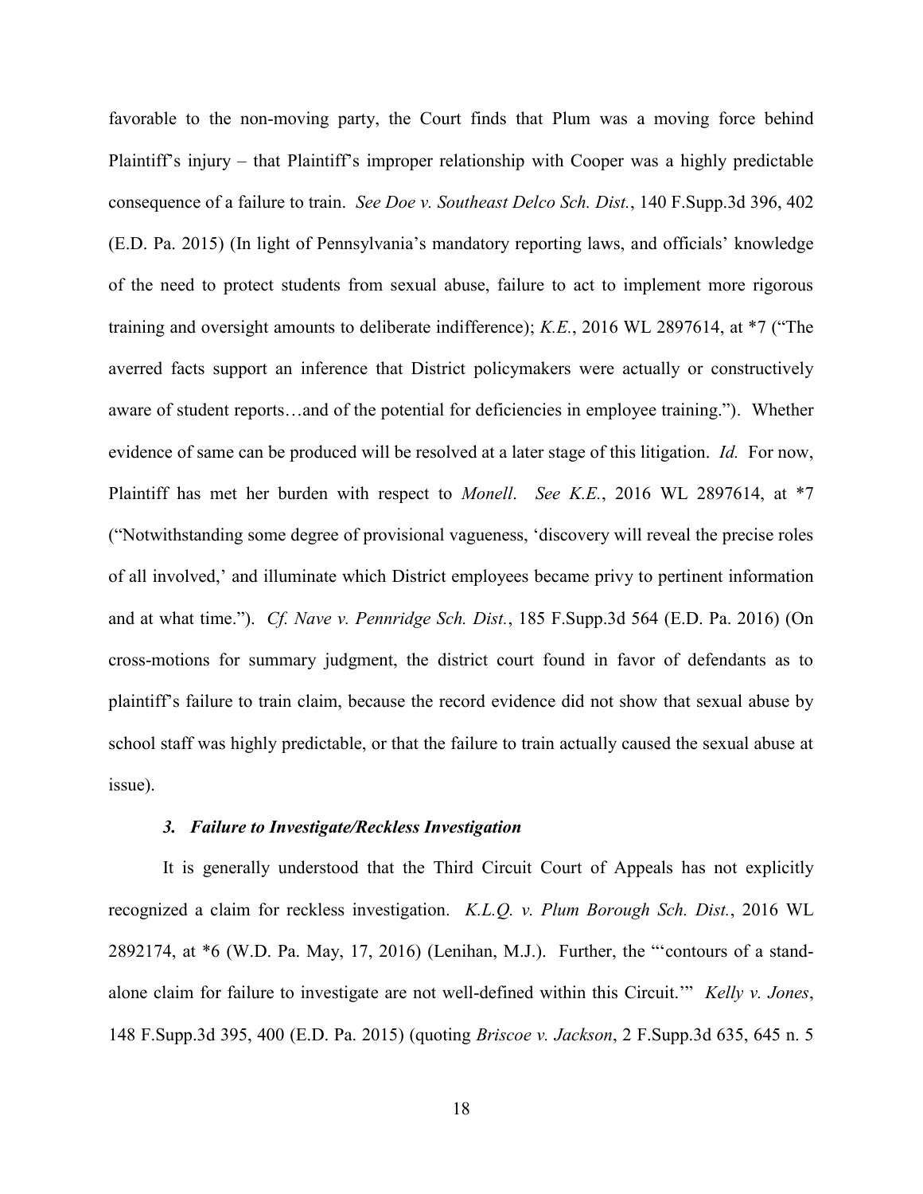favorable to the non-moving party, the Court finds that Plum was a moving force behind Plaintiff's injury – that Plaintiff's improper relationship with Cooper was a highly predictable consequence of a failure to train. *See Doe v. Southeast Delco Sch. Dist.*, 140 F.Supp.3d 396, 402 (E.D. Pa. 2015) (In light of Pennsylvania's mandatory reporting laws, and officials' knowledge of the need to protect students from sexual abuse, failure to act to implement more rigorous training and oversight amounts to deliberate indifference); *K.E.*, 2016 WL 2897614, at *7 ("The averred facts support an inference that District policymakers were actually or constructively aware of student reports…and of the potential for deficiencies in employee training."). Whether evidence of same can be produced will be resolved at a later stage of this litigation. *Id.* For now, Plaintiff has met her burden with respect to *Monell*. *See K.E.*, 2016 WL 2897614, at *7 ("Notwithstanding some degree of provisional vagueness, 'discovery will reveal the precise roles of all involved,' and illuminate which District employees became privy to pertinent information and at what time."). *Cf. Nave v. Pennridge Sch. Dist.*, 185 F.Supp.3d 564 (E.D. Pa. 2016) (On cross-motions for summary judgment, the district court found in favor of defendants as to plaintiff's failure to train claim, because the record evidence did not show that sexual abuse by school staff was highly predictable, or that the failure to train actually caused the sexual abuse at issue).

### *3. Failure to Investigate/Reckless Investigation*

It is generally understood that the Third Circuit Court of Appeals has not explicitly recognized a claim for reckless investigation. *K.L.Q. v. Plum Borough Sch. Dist.*, 2016 WL 2892174, at *6 (W.D. Pa. May, 17, 2016) (Lenihan, M.J.). Further, the "'contours of a stand-alone claim for failure to investigate are not well-defined within this Circuit.'" *Kelly v. Jones*, 148 F.Supp.3d 395, 400 (E.D. Pa. 2015) (quoting *Briscoe v. Jackson*, 2 F.Supp.3d 635, 645 n. 5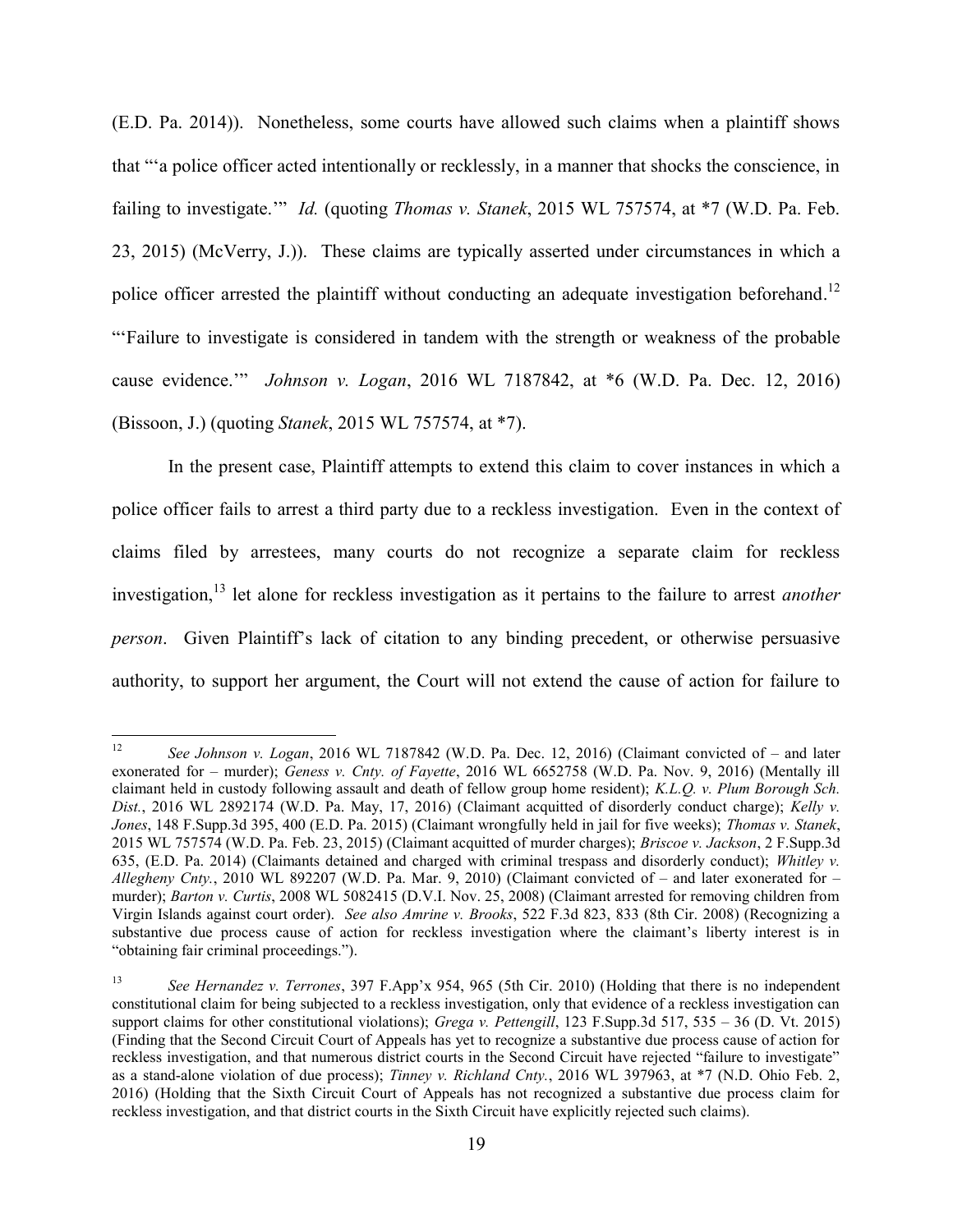(E.D. Pa. 2014)). Nonetheless, some courts have allowed such claims when a plaintiff shows that "'a police officer acted intentionally or recklessly, in a manner that shocks the conscience, in failing to investigate.'" *Id.* (quoting *Thomas v. Stanek*, 2015 WL 757574, at *7 (W.D. Pa. Feb. 23, 2015) (McVerry, J.)). These claims are typically asserted under circumstances in which a police officer arrested the plaintiff without conducting an adequate investigation beforehand.[12] "'Failure to investigate is considered in tandem with the strength or weakness of the probable cause evidence.'" *Johnson v. Logan*, 2016 WL 7187842, at *6 (W.D. Pa. Dec. 12, 2016) (Bissoon, J.) (quoting *Stanek*, 2015 WL 757574, at *7).

In the present case, Plaintiff attempts to extend this claim to cover instances in which a police officer fails to arrest a third party due to a reckless investigation. Even in the context of claims filed by arrestees, many courts do not recognize a separate claim for reckless investigation,[13] let alone for reckless investigation as it pertains to the failure to arrest *another person*. Given Plaintiff's lack of citation to any binding precedent, or otherwise persuasive authority, to support her argument, the Court will not extend the cause of action for failure to

---

[12] *See Johnson v. Logan*, 2016 WL 7187842 (W.D. Pa. Dec. 12, 2016) (Claimant convicted of – and later exonerated for – murder); *Geness v. Cnty. of Fayette*, 2016 WL 6652758 (W.D. Pa. Nov. 9, 2016) (Mentally ill claimant held in custody following assault and death of fellow group home resident); *K.L.Q. v. Plum Borough Sch. Dist.*, 2016 WL 2892174 (W.D. Pa. May, 17, 2016) (Claimant acquitted of disorderly conduct charge); *Kelly v. Jones*, 148 F.Supp.3d 395, 400 (E.D. Pa. 2015) (Claimant wrongfully held in jail for five weeks); *Thomas v. Stanek*, 2015 WL 757574 (W.D. Pa. Feb. 23, 2015) (Claimant acquitted of murder charges); *Briscoe v. Jackson*, 2 F.Supp.3d 635, (E.D. Pa. 2014) (Claimants detained and charged with criminal trespass and disorderly conduct); *Whitley v. Allegheny Cnty.*, 2010 WL 892207 (W.D. Pa. Mar. 9, 2010) (Claimant convicted of – and later exonerated for – murder); *Barton v. Curtis*, 2008 WL 5082415 (D.V.I. Nov. 25, 2008) (Claimant arrested for removing children from Virgin Islands against court order). *See also Amrine v. Brooks*, 522 F.3d 823, 833 (8th Cir. 2008) (Recognizing a substantive due process cause of action for reckless investigation where the claimant's liberty interest is in "obtaining fair criminal proceedings.").

[13] *See Hernandez v. Terrones*, 397 F.App'x 954, 965 (5th Cir. 2010) (Holding that there is no independent constitutional claim for being subjected to a reckless investigation, only that evidence of a reckless investigation can support claims for other constitutional violations); *Grega v. Pettengill*, 123 F.Supp.3d 517, 535 – 36 (D. Vt. 2015) (Finding that the Second Circuit Court of Appeals has yet to recognize a substantive due process cause of action for reckless investigation, and that numerous district courts in the Second Circuit have rejected "failure to investigate" as a stand-alone violation of due process); *Tinney v. Richland Cnty.*, 2016 WL 397963, at *7 (N.D. Ohio Feb. 2, 2016) (Holding that the Sixth Circuit Court of Appeals has not recognized a substantive due process claim for reckless investigation, and that district courts in the Sixth Circuit have explicitly rejected such claims).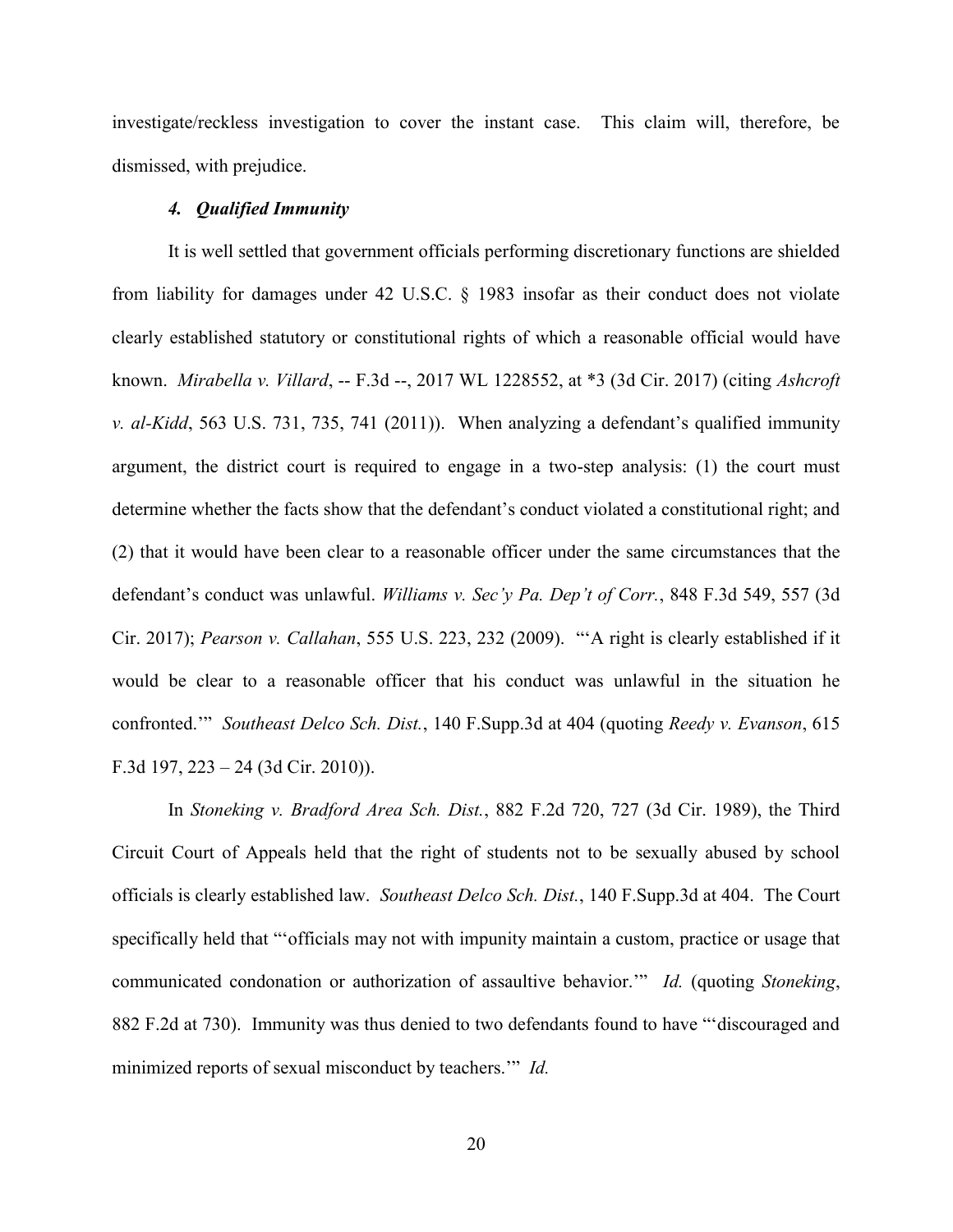investigate/reckless investigation to cover the instant case. This claim will, therefore, be dismissed, with prejudice.

#### *4. Qualified Immunity*

It is well settled that government officials performing discretionary functions are shielded from liability for damages under 42 U.S.C. § 1983 insofar as their conduct does not violate clearly established statutory or constitutional rights of which a reasonable official would have known. *Mirabella v. Villard*, -- F.3d --, 2017 WL 1228552, at *3 (3d Cir. 2017) (citing *Ashcroft v. al-Kidd*, 563 U.S. 731, 735, 741 (2011)). When analyzing a defendant's qualified immunity argument, the district court is required to engage in a two-step analysis: (1) the court must determine whether the facts show that the defendant's conduct violated a constitutional right; and (2) that it would have been clear to a reasonable officer under the same circumstances that the defendant's conduct was unlawful. *Williams v. Sec'y Pa. Dep't of Corr.*, 848 F.3d 549, 557 (3d Cir. 2017); *Pearson v. Callahan*, 555 U.S. 223, 232 (2009). "'A right is clearly established if it would be clear to a reasonable officer that his conduct was unlawful in the situation he confronted.'" *Southeast Delco Sch. Dist.*, 140 F.Supp.3d at 404 (quoting *Reedy v. Evanson*, 615 F.3d 197, 223 – 24 (3d Cir. 2010)).

In *Stoneking v. Bradford Area Sch. Dist.*, 882 F.2d 720, 727 (3d Cir. 1989), the Third Circuit Court of Appeals held that the right of students not to be sexually abused by school officials is clearly established law. *Southeast Delco Sch. Dist.*, 140 F.Supp.3d at 404. The Court specifically held that "'officials may not with impunity maintain a custom, practice or usage that communicated condonation or authorization of assaultive behavior.'" *Id.* (quoting *Stoneking*, 882 F.2d at 730). Immunity was thus denied to two defendants found to have "'discouraged and minimized reports of sexual misconduct by teachers.'" *Id.*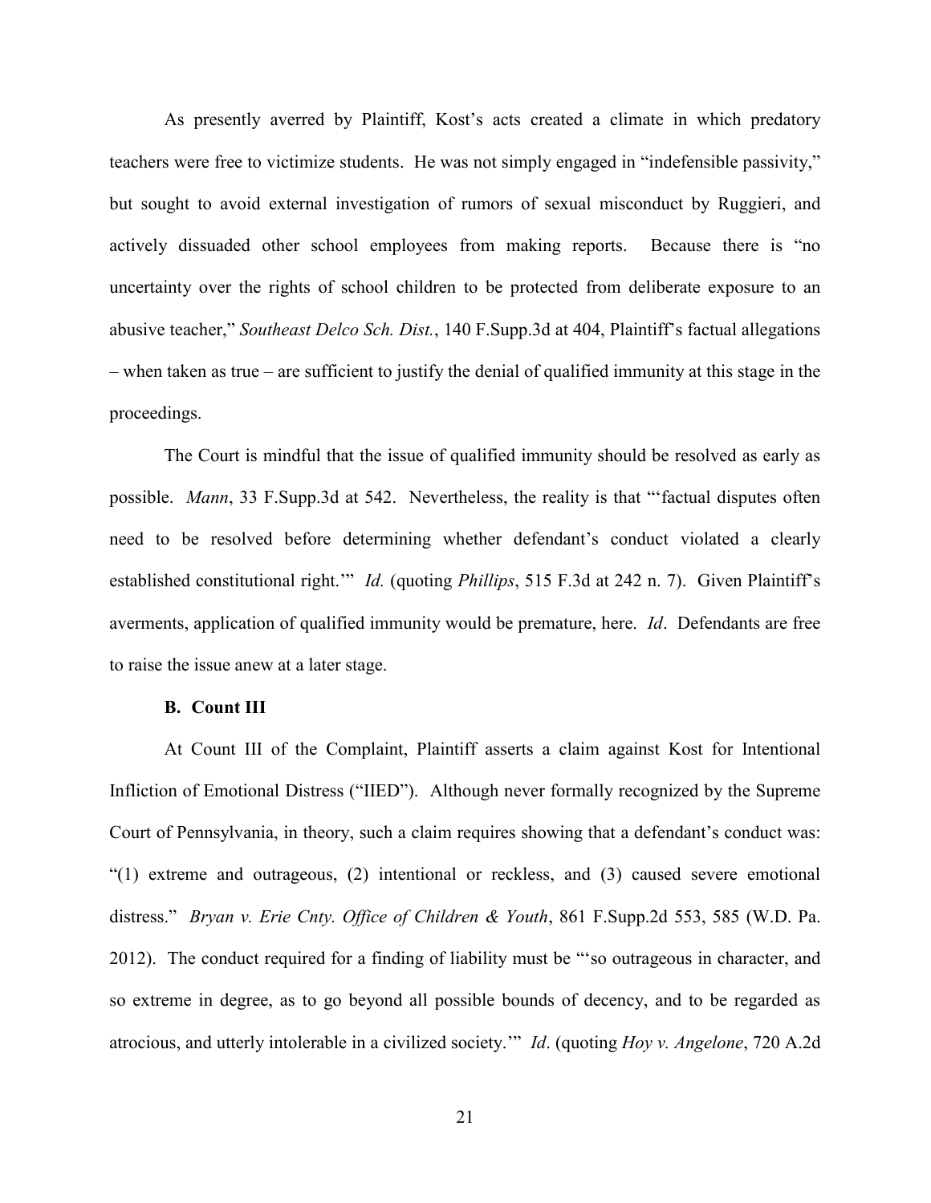As presently averred by Plaintiff, Kost's acts created a climate in which predatory teachers were free to victimize students. He was not simply engaged in "indefensible passivity," but sought to avoid external investigation of rumors of sexual misconduct by Ruggieri, and actively dissuaded other school employees from making reports. Because there is "no uncertainty over the rights of school children to be protected from deliberate exposure to an abusive teacher," *Southeast Delco Sch. Dist.*, 140 F.Supp.3d at 404, Plaintiff's factual allegations – when taken as true – are sufficient to justify the denial of qualified immunity at this stage in the proceedings.

The Court is mindful that the issue of qualified immunity should be resolved as early as possible. *Mann*, 33 F.Supp.3d at 542. Nevertheless, the reality is that "'factual disputes often need to be resolved before determining whether defendant's conduct violated a clearly established constitutional right.'" *Id.* (quoting *Phillips*, 515 F.3d at 242 n. 7). Given Plaintiff's averments, application of qualified immunity would be premature, here. *Id*. Defendants are free to raise the issue anew at a later stage.

**B. Count III**

At Count III of the Complaint, Plaintiff asserts a claim against Kost for Intentional Infliction of Emotional Distress ("IIED"). Although never formally recognized by the Supreme Court of Pennsylvania, in theory, such a claim requires showing that a defendant's conduct was: "(1) extreme and outrageous, (2) intentional or reckless, and (3) caused severe emotional distress." *Bryan v. Erie Cnty. Office of Children & Youth*, 861 F.Supp.2d 553, 585 (W.D. Pa. 2012). The conduct required for a finding of liability must be "'so outrageous in character, and so extreme in degree, as to go beyond all possible bounds of decency, and to be regarded as atrocious, and utterly intolerable in a civilized society.'" *Id*. (quoting *Hoy v. Angelone*, 720 A.2d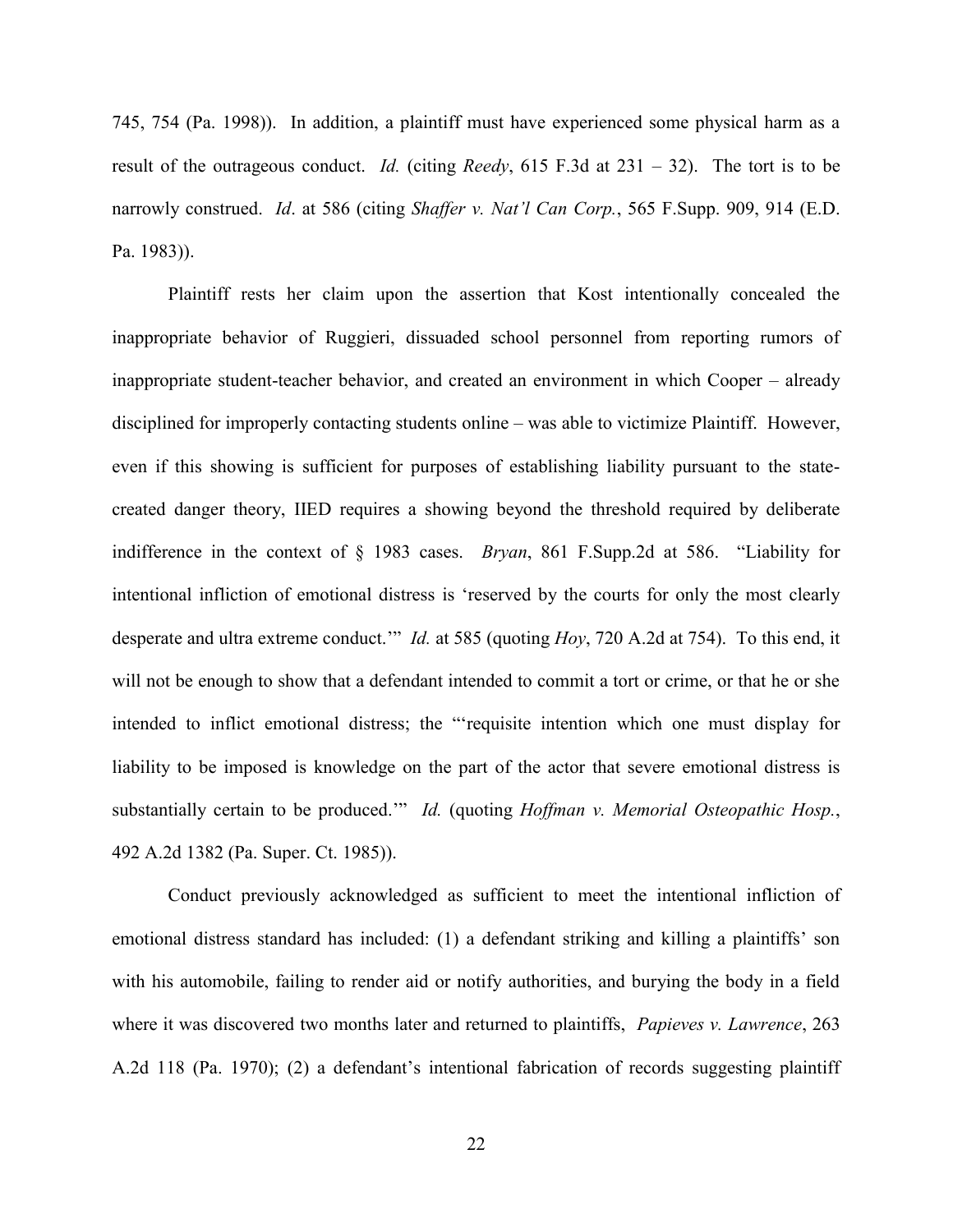745, 754 (Pa. 1998)). In addition, a plaintiff must have experienced some physical harm as a result of the outrageous conduct. *Id.* (citing *Reedy*, 615 F.3d at 231 – 32). The tort is to be narrowly construed. *Id*. at 586 (citing *Shaffer v. Nat'l Can Corp.*, 565 F.Supp. 909, 914 (E.D. Pa. 1983)).

Plaintiff rests her claim upon the assertion that Kost intentionally concealed the inappropriate behavior of Ruggieri, dissuaded school personnel from reporting rumors of inappropriate student-teacher behavior, and created an environment in which Cooper – already disciplined for improperly contacting students online – was able to victimize Plaintiff. However, even if this showing is sufficient for purposes of establishing liability pursuant to the state-created danger theory, IIED requires a showing beyond the threshold required by deliberate indifference in the context of § 1983 cases. *Bryan*, 861 F.Supp.2d at 586. "Liability for intentional infliction of emotional distress is 'reserved by the courts for only the most clearly desperate and ultra extreme conduct.'" *Id.* at 585 (quoting *Hoy*, 720 A.2d at 754). To this end, it will not be enough to show that a defendant intended to commit a tort or crime, or that he or she intended to inflict emotional distress; the "'requisite intention which one must display for liability to be imposed is knowledge on the part of the actor that severe emotional distress is substantially certain to be produced.'" *Id.* (quoting *Hoffman v. Memorial Osteopathic Hosp.*, 492 A.2d 1382 (Pa. Super. Ct. 1985)).

Conduct previously acknowledged as sufficient to meet the intentional infliction of emotional distress standard has included: (1) a defendant striking and killing a plaintiffs' son with his automobile, failing to render aid or notify authorities, and burying the body in a field where it was discovered two months later and returned to plaintiffs, *Papieves v. Lawrence*, 263 A.2d 118 (Pa. 1970); (2) a defendant's intentional fabrication of records suggesting plaintiff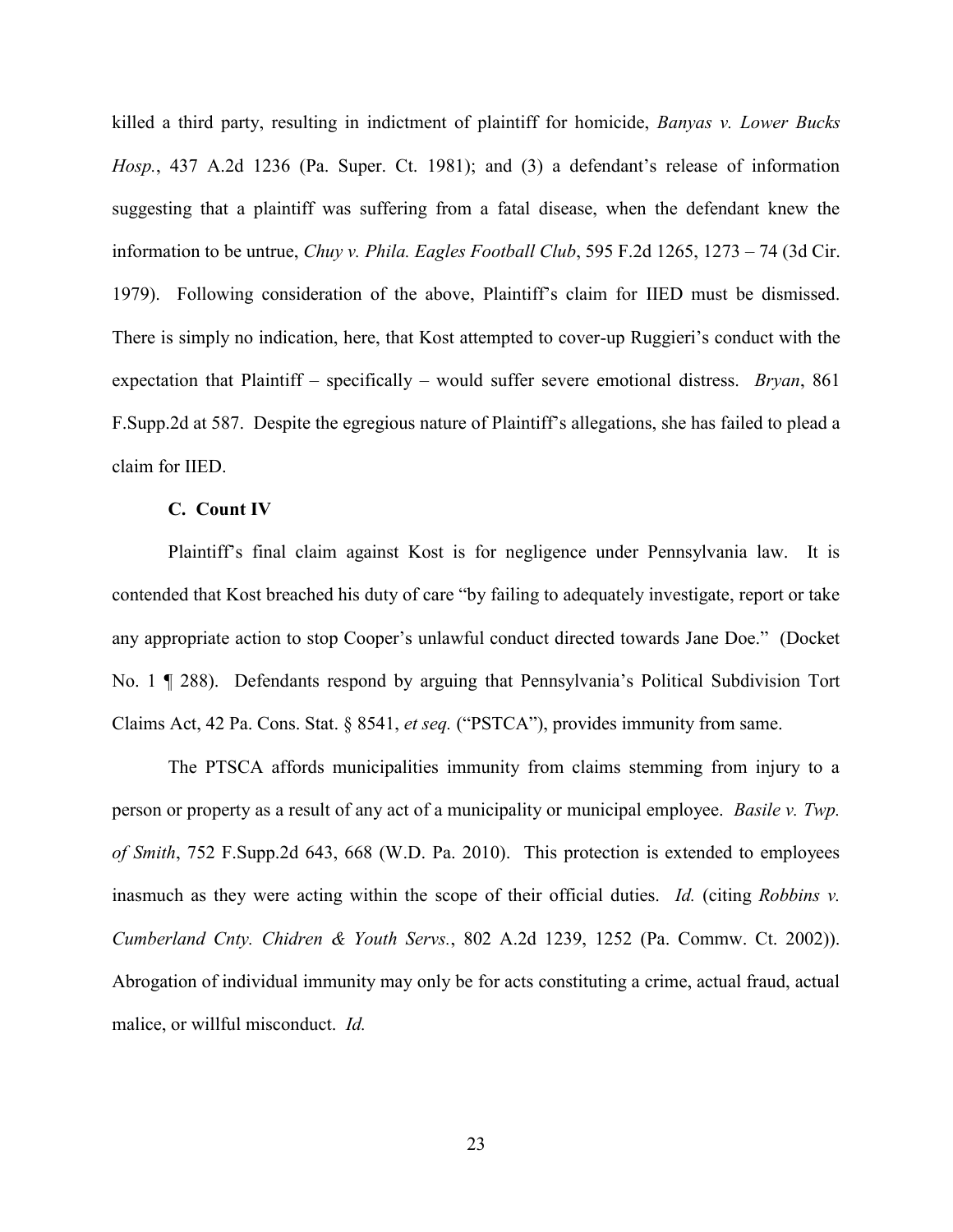killed a third party, resulting in indictment of plaintiff for homicide, *Banyas v. Lower Bucks Hosp.*, 437 A.2d 1236 (Pa. Super. Ct. 1981); and (3) a defendant's release of information suggesting that a plaintiff was suffering from a fatal disease, when the defendant knew the information to be untrue, *Chuy v. Phila. Eagles Football Club*, 595 F.2d 1265, 1273 – 74 (3d Cir. 1979). Following consideration of the above, Plaintiff's claim for IIED must be dismissed. There is simply no indication, here, that Kost attempted to cover-up Ruggieri's conduct with the expectation that Plaintiff – specifically – would suffer severe emotional distress. *Bryan*, 861 F.Supp.2d at 587. Despite the egregious nature of Plaintiff's allegations, she has failed to plead a claim for IIED.

**C. Count IV**

Plaintiff's final claim against Kost is for negligence under Pennsylvania law. It is contended that Kost breached his duty of care "by failing to adequately investigate, report or take any appropriate action to stop Cooper's unlawful conduct directed towards Jane Doe." (Docket No. 1 ¶ 288). Defendants respond by arguing that Pennsylvania's Political Subdivision Tort Claims Act, 42 Pa. Cons. Stat. § 8541, *et seq.* ("PSTCA"), provides immunity from same.

The PTSCA affords municipalities immunity from claims stemming from injury to a person or property as a result of any act of a municipality or municipal employee. *Basile v. Twp. of Smith*, 752 F.Supp.2d 643, 668 (W.D. Pa. 2010). This protection is extended to employees inasmuch as they were acting within the scope of their official duties. *Id.* (citing *Robbins v. Cumberland Cnty. Chidren & Youth Servs.*, 802 A.2d 1239, 1252 (Pa. Commw. Ct. 2002)). Abrogation of individual immunity may only be for acts constituting a crime, actual fraud, actual malice, or willful misconduct. *Id.*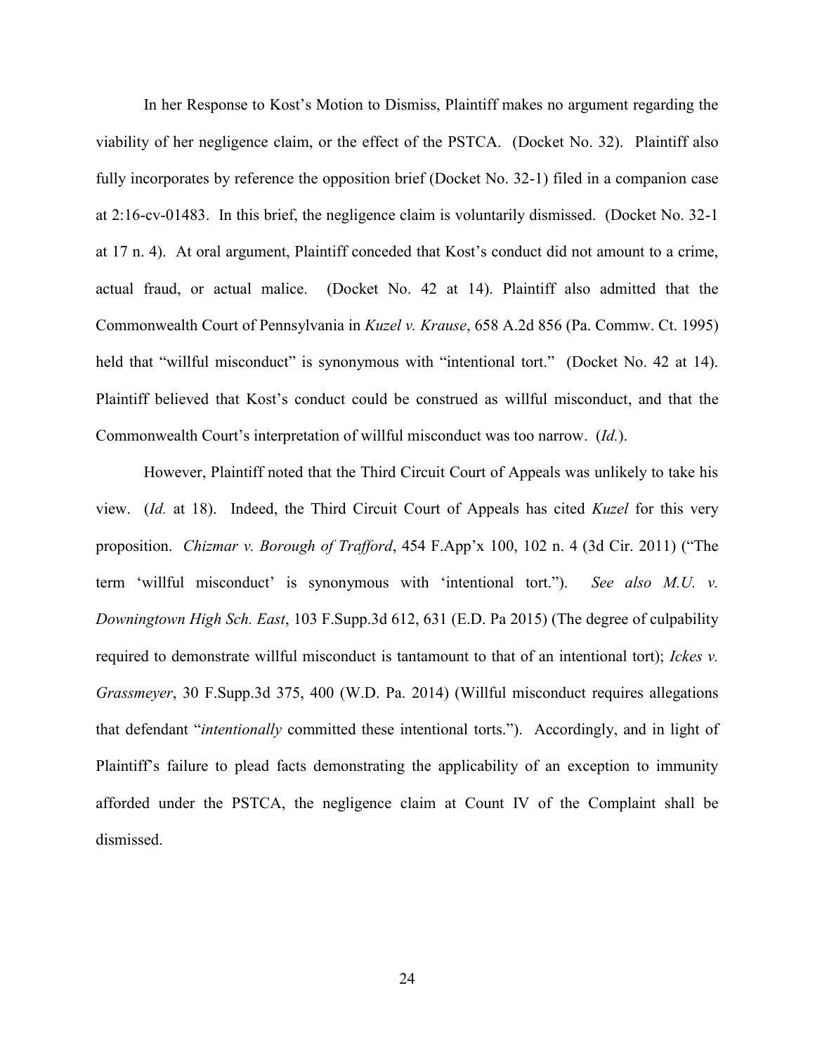In her Response to Kost's Motion to Dismiss, Plaintiff makes no argument regarding the viability of her negligence claim, or the effect of the PSTCA. (Docket No. 32). Plaintiff also fully incorporates by reference the opposition brief (Docket No. 32-1) filed in a companion case at 2:16-cv-01483. In this brief, the negligence claim is voluntarily dismissed. (Docket No. 32-1 at 17 n. 4). At oral argument, Plaintiff conceded that Kost's conduct did not amount to a crime, actual fraud, or actual malice. (Docket No. 42 at 14). Plaintiff also admitted that the Commonwealth Court of Pennsylvania in *Kuzel v. Krause*, 658 A.2d 856 (Pa. Commw. Ct. 1995) held that "willful misconduct" is synonymous with "intentional tort." (Docket No. 42 at 14). Plaintiff believed that Kost's conduct could be construed as willful misconduct, and that the Commonwealth Court's interpretation of willful misconduct was too narrow. (*Id.*).

However, Plaintiff noted that the Third Circuit Court of Appeals was unlikely to take his view. (*Id.* at 18). Indeed, the Third Circuit Court of Appeals has cited *Kuzel* for this very proposition. *Chizmar v. Borough of Trafford*, 454 F.App'x 100, 102 n. 4 (3d Cir. 2011) ("The term 'willful misconduct' is synonymous with 'intentional tort."). *See also M.U. v. Downingtown High Sch. East*, 103 F.Supp.3d 612, 631 (E.D. Pa 2015) (The degree of culpability required to demonstrate willful misconduct is tantamount to that of an intentional tort); *Ickes v. Grassmeyer*, 30 F.Supp.3d 375, 400 (W.D. Pa. 2014) (Willful misconduct requires allegations that defendant "*intentionally* committed these intentional torts."). Accordingly, and in light of Plaintiff's failure to plead facts demonstrating the applicability of an exception to immunity afforded under the PSTCA, the negligence claim at Count IV of the Complaint shall be dismissed.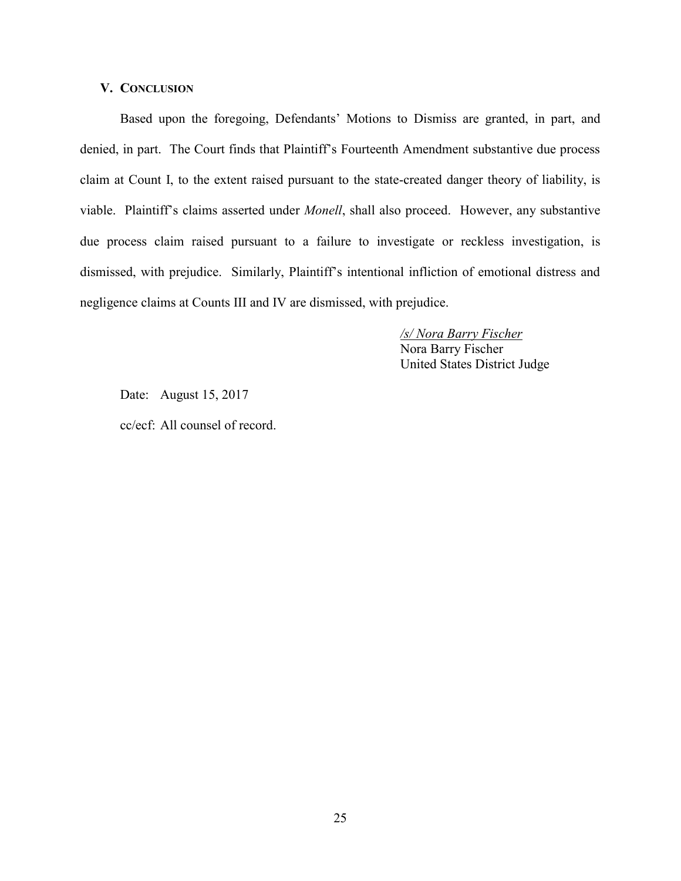## V. CONCLUSION

Based upon the foregoing, Defendants' Motions to Dismiss are granted, in part, and denied, in part. The Court finds that Plaintiff's Fourteenth Amendment substantive due process claim at Count I, to the extent raised pursuant to the state-created danger theory of liability, is viable. Plaintiff's claims asserted under *Monell*, shall also proceed. However, any substantive due process claim raised pursuant to a failure to investigate or reckless investigation, is dismissed, with prejudice. Similarly, Plaintiff's intentional infliction of emotional distress and negligence claims at Counts III and IV are dismissed, with prejudice.

*/s/ Nora Barry Fischer*
Nora Barry Fischer
United States District Judge

Date: August 15, 2017

cc/ecf: All counsel of record.